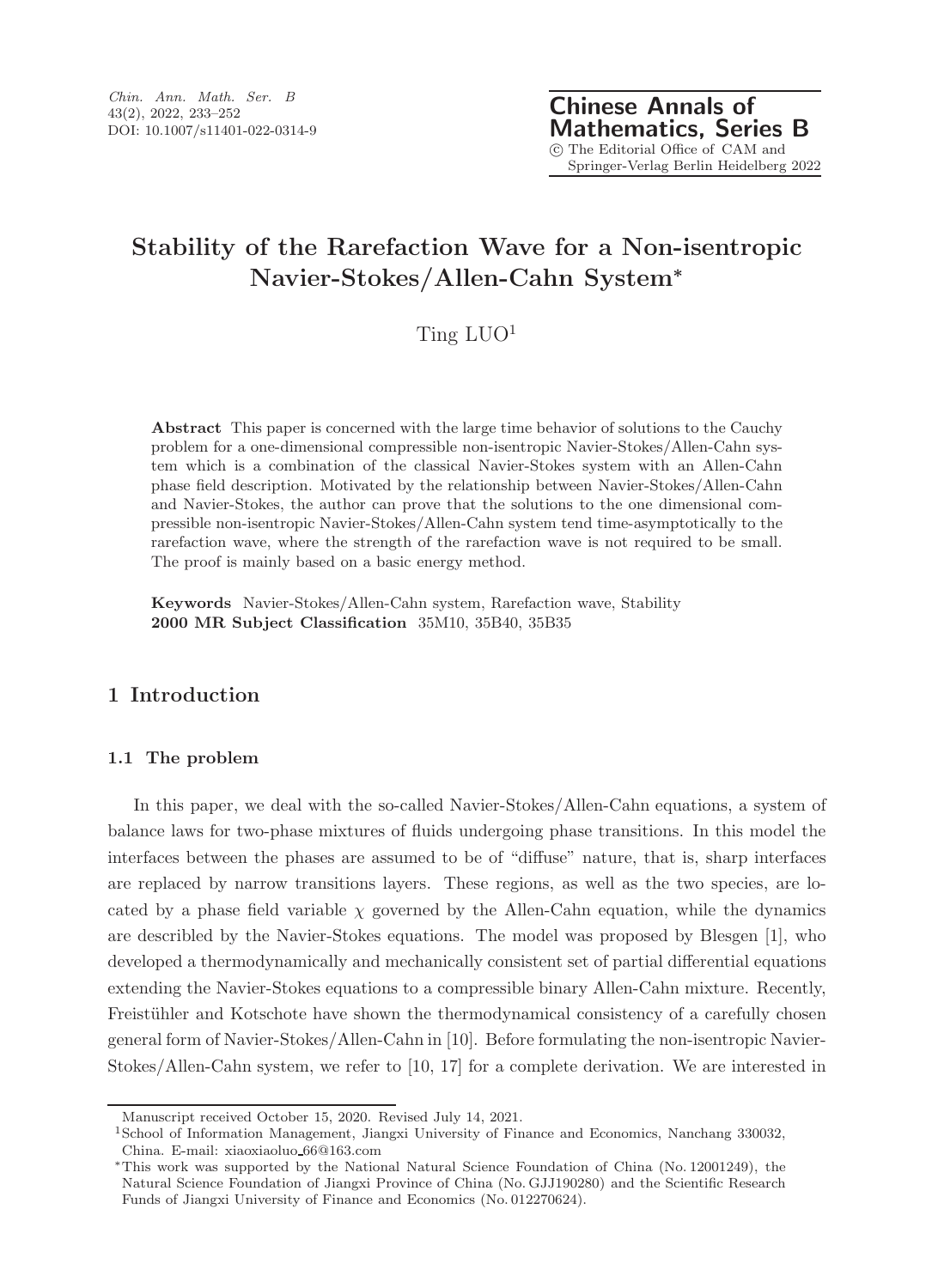# Stability of the Rarefaction Wave for a Non-isentropic Navier-Stokes/Allen-Cahn System*

Ting LUO[1]

**Abstract** This paper is concerned with the large time behavior of solutions to the Cauchy problem for a one-dimensional compressible non-isentropic Navier-Stokes/Allen-Cahn system which is a combination of the classical Navier-Stokes system with an Allen-Cahn phase field description. Motivated by the relationship between Navier-Stokes/Allen-Cahn and Navier-Stokes, the author can prove that the solutions to the one dimensional compressible non-isentropic Navier-Stokes/Allen-Cahn system tend time-asymptotically to the rarefaction wave, where the strength of the rarefaction wave is not required to be small. The proof is mainly based on a basic energy method.

**Keywords** Navier-Stokes/Allen-Cahn system, Rarefaction wave, Stability

**2000 MR Subject Classification** 35M10, 35B40, 35B35

## 1 Introduction

### 1.1 The problem

In this paper, we deal with the so-called Navier-Stokes/Allen-Cahn equations, a system of balance laws for two-phase mixtures of fluids undergoing phase transitions. In this model the interfaces between the phases are assumed to be of "diffuse" nature, that is, sharp interfaces are replaced by narrow transitions layers. These regions, as well as the two species, are located by a phase field variable $\chi$ governed by the Allen-Cahn equation, while the dynamics are describled by the Navier-Stokes equations. The model was proposed by Blesgen [1], who developed a thermodynamically and mechanically consistent set of partial differential equations extending the Navier-Stokes equations to a compressible binary Allen-Cahn mixture. Recently, Freistühler and Kotschote have shown the thermodynamical consistency of a carefully chosen general form of Navier-Stokes/Allen-Cahn in [10]. Before formulating the non-isentropic Navier-Stokes/Allen-Cahn system, we refer to [10, 17] for a complete derivation. We are interested in

---

Manuscript received October 15, 2020. Revised July 14, 2021.

[1]School of Information Management, Jiangxi University of Finance and Economics, Nanchang 330032, China. E-mail: xiaoxiaoluo_66@163.com

*This work was supported by the National Natural Science Foundation of China (No. 12001249), the Natural Science Foundation of Jiangxi Province of China (No. GJJ190280) and the Scientific Research Funds of Jiangxi University of Finance and Economics (No. 012270624).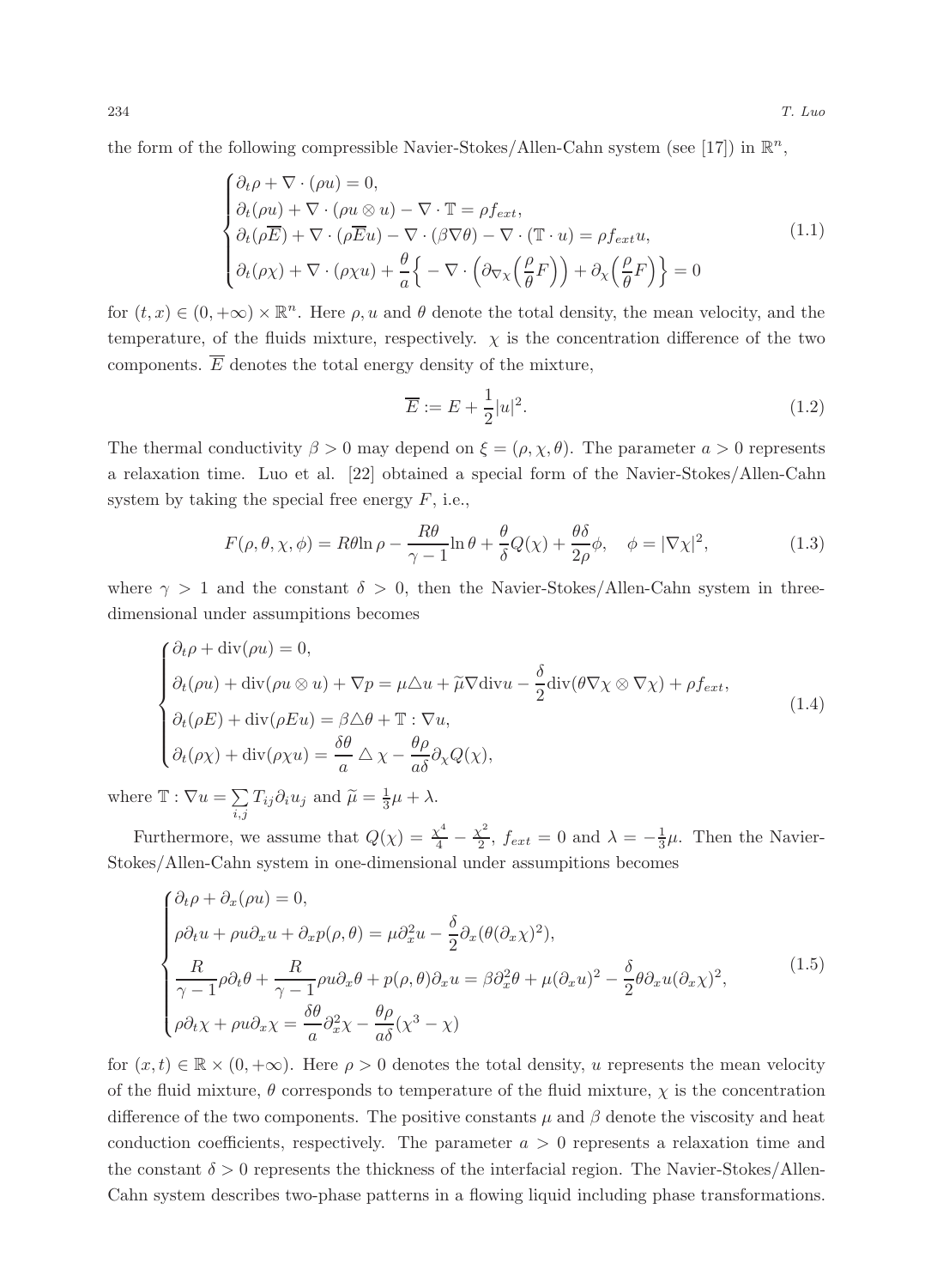the form of the following compressible Navier-Stokes/Allen-Cahn system (see [17]) in $\mathbb{R}^n$,

$$
\begin{cases}
\partial_t \rho + \nabla \cdot (\rho u) = 0, \\
\partial_t(\rho u) + \nabla \cdot (\rho u \otimes u) - \nabla \cdot \mathbb{T} = \rho f_{ext}, \\
\partial_t(\rho \overline{E}) + \nabla \cdot (\rho \overline{E} u) - \nabla \cdot (\beta \nabla \theta) - \nabla \cdot (\mathbb{T} \cdot u) = \rho f_{ext} u, \\
\partial_t(\rho \chi) + \nabla \cdot (\rho \chi u) + \dfrac{\theta}{a}\Big\{ - \nabla \cdot \Big( \partial_{\nabla \chi}\Big(\dfrac{\rho}{\theta} F\Big)\Big) + \partial_\chi \Big(\dfrac{\rho}{\theta} F\Big)\Big\} = 0
\end{cases}
\tag{1.1}
$$

for $(t, x) \in (0, +\infty) \times \mathbb{R}^n$. Here $\rho, u$ and $\theta$ denote the total density, the mean velocity, and the temperature, of the fluids mixture, respectively. $\chi$ is the concentration difference of the two components. $\overline{E}$ denotes the total energy density of the mixture,

$$
\overline{E} := E + \frac{1}{2}|u|^2. \tag{1.2}
$$

The thermal conductivity $\beta > 0$ may depend on $\xi = (\rho, \chi, \theta)$. The parameter $a > 0$ represents a relaxation time. Luo et al. [22] obtained a special form of the Navier-Stokes/Allen-Cahn system by taking the special free energy $F$, i.e.,

$$
F(\rho, \theta, \chi, \phi) = R\theta \ln \rho - \frac{R\theta}{\gamma - 1} \ln \theta + \frac{\theta}{\delta} Q(\chi) + \frac{\theta \delta}{2\rho}\phi, \quad \phi = |\nabla \chi|^2, \tag{1.3}
$$

where $\gamma > 1$ and the constant $\delta > 0$, then the Navier-Stokes/Allen-Cahn system in three-dimensional under assumpitions becomes

$$
\begin{cases}
\partial_t \rho + \mathrm{div}(\rho u) = 0, \\
\partial_t(\rho u) + \mathrm{div}(\rho u \otimes u) + \nabla p = \mu \triangle u + \widetilde{\mu} \nabla \mathrm{div} u - \dfrac{\delta}{2} \mathrm{div}(\theta \nabla \chi \otimes \nabla \chi) + \rho f_{ext}, \\
\partial_t(\rho E) + \mathrm{div}(\rho E u) = \beta \triangle \theta + \mathbb{T} : \nabla u, \\
\partial_t(\rho \chi) + \mathrm{div}(\rho \chi u) = \dfrac{\delta \theta}{a} \triangle \chi - \dfrac{\theta \rho}{a \delta} \partial_\chi Q(\chi),
\end{cases}
\tag{1.4}
$$

where $\mathbb{T} : \nabla u = \sum\limits_{i,j} T_{ij} \partial_i u_j$ and $\widetilde{\mu} = \frac{1}{3}\mu + \lambda$.

Furthermore, we assume that $Q(\chi) = \frac{\chi^4}{4} - \frac{\chi^2}{2}$, $f_{ext} = 0$ and $\lambda = -\frac{1}{3}\mu$. Then the Navier-Stokes/Allen-Cahn system in one-dimensional under assumptions becomes

$$
\begin{cases}
\partial_t \rho + \partial_x(\rho u) = 0, \\
\rho \partial_t u + \rho u \partial_x u + \partial_x p(\rho, \theta) = \mu \partial_x^2 u - \dfrac{\delta}{2} \partial_x (\theta (\partial_x \chi)^2), \\
\dfrac{R}{\gamma - 1} \rho \partial_t \theta + \dfrac{R}{\gamma - 1} \rho u \partial_x \theta + p(\rho, \theta) \partial_x u = \beta \partial_x^2 \theta + \mu (\partial_x u)^2 - \dfrac{\delta}{2} \theta \partial_x u (\partial_x \chi)^2, \\
\rho \partial_t \chi + \rho u \partial_x \chi = \dfrac{\delta \theta}{a} \partial_x^2 \chi - \dfrac{\theta \rho}{a \delta}(\chi^3 - \chi)
\end{cases}
\tag{1.5}
$$

for $(x, t) \in \mathbb{R} \times (0, +\infty)$. Here $\rho > 0$ denotes the total density, $u$ represents the mean velocity of the fluid mixture, $\theta$ corresponds to temperature of the fluid mixture, $\chi$ is the concentration difference of the two components. The positive constants $\mu$ and $\beta$ denote the viscosity and heat conduction coefficients, respectively. The parameter $a > 0$ represents a relaxation time and the constant $\delta > 0$ represents the thickness of the interfacial region. The Navier-Stokes/Allen-Cahn system describes two-phase patterns in a flowing liquid including phase transformations.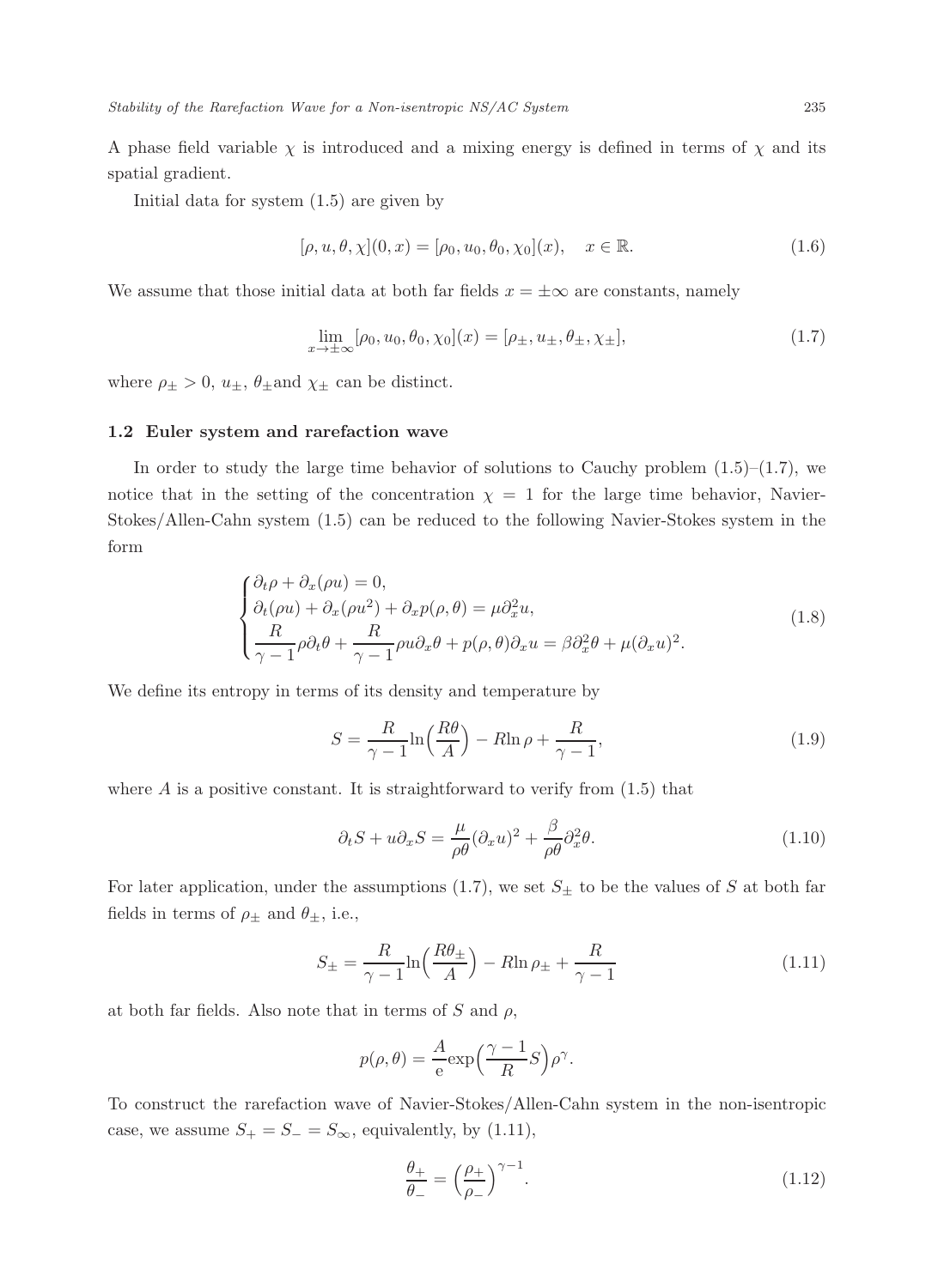A phase field variable $\chi$ is introduced and a mixing energy is defined in terms of $\chi$ and its spatial gradient.

Initial data for system (1.5) are given by

$$[\rho, u, \theta, \chi](0, x) = [\rho_0, u_0, \theta_0, \chi_0](x), \quad x \in \mathbb{R}. \tag{1.6}$$

We assume that those initial data at both far fields $x = \pm\infty$ are constants, namely

$$\lim_{x \to \pm\infty} [\rho_0, u_0, \theta_0, \chi_0](x) = [\rho_\pm, u_\pm, \theta_\pm, \chi_\pm], \tag{1.7}$$

where $\rho_\pm > 0$, $u_\pm$, $\theta_\pm$and $\chi_\pm$ can be distinct.

### 1.2 Euler system and rarefaction wave

In order to study the large time behavior of solutions to Cauchy problem (1.5)–(1.7), we notice that in the setting of the concentration $\chi = 1$ for the large time behavior, Navier-Stokes/Allen-Cahn system (1.5) can be reduced to the following Navier-Stokes system in the form

$$\begin{cases} \partial_t \rho + \partial_x(\rho u) = 0, \\ \partial_t(\rho u) + \partial_x(\rho u^2) + \partial_x p(\rho, \theta) = \mu \partial_x^2 u, \\ \dfrac{R}{\gamma - 1} \rho \partial_t \theta + \dfrac{R}{\gamma - 1} \rho u \partial_x \theta + p(\rho, \theta) \partial_x u = \beta \partial_x^2 \theta + \mu (\partial_x u)^2. \end{cases} \tag{1.8}$$

We define its entropy in terms of its density and temperature by

$$S = \frac{R}{\gamma - 1} \ln\Big(\frac{R\theta}{A}\Big) - R \ln \rho + \frac{R}{\gamma - 1}, \tag{1.9}$$

where $A$ is a positive constant. It is straightforward to verify from (1.5) that

$$\partial_t S + u \partial_x S = \frac{\mu}{\rho\theta} (\partial_x u)^2 + \frac{\beta}{\rho\theta} \partial_x^2 \theta. \tag{1.10}$$

For later application, under the assumptions (1.7), we set $S_\pm$ to be the values of $S$ at both far fields in terms of $\rho_\pm$ and $\theta_\pm$, i.e.,

$$S_\pm = \frac{R}{\gamma - 1} \ln\Big(\frac{R\theta_\pm}{A}\Big) - R \ln \rho_\pm + \frac{R}{\gamma - 1} \tag{1.11}$$

at both far fields. Also note that in terms of $S$ and $\rho$,

$$p(\rho, \theta) = \frac{A}{\mathrm{e}} \exp\Big(\frac{\gamma - 1}{R} S\Big) \rho^\gamma.$$

To construct the rarefaction wave of Navier-Stokes/Allen-Cahn system in the non-isentropic case, we assume $S_+ = S_- = S_\infty$, equivalently, by (1.11),

$$\frac{\theta_+}{\theta_-} = \Big(\frac{\rho_+}{\rho_-}\Big)^{\gamma - 1}. \tag{1.12}$$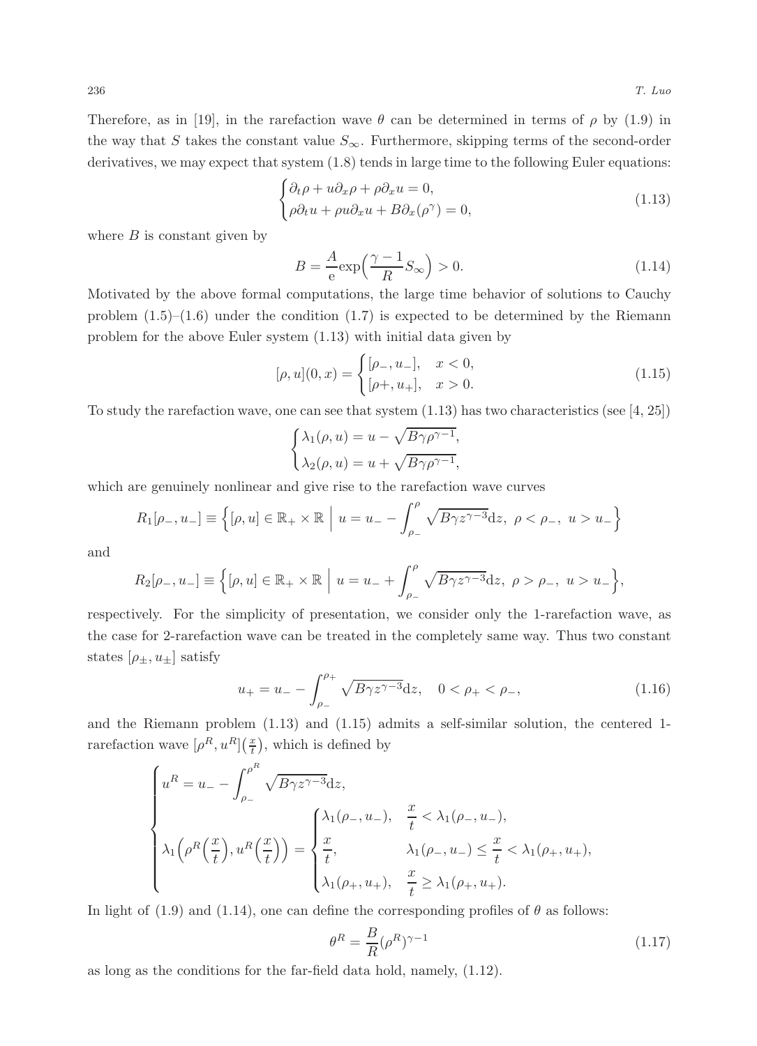Therefore, as in [19], in the rarefaction wave $\theta$ can be determined in terms of $\rho$ by (1.9) in the way that $S$ takes the constant value $S_\infty$. Furthermore, skipping terms of the second-order derivatives, we may expect that system (1.8) tends in large time to the following Euler equations:

$$
\begin{cases}
\partial_t \rho + u\partial_x \rho + \rho \partial_x u = 0, \\
\rho \partial_t u + \rho u \partial_x u + B\partial_x(\rho^\gamma) = 0,
\end{cases}
\tag{1.13}
$$

where $B$ is constant given by

$$
B = \frac{A}{\mathrm{e}} \exp\Big(\frac{\gamma - 1}{R} S_\infty\Big) > 0. \tag{1.14}
$$

Motivated by the above formal computations, the large time behavior of solutions to Cauchy problem (1.5)–(1.6) under the condition (1.7) is expected to be determined by the Riemann problem for the above Euler system (1.13) with initial data given by

$$
[\rho, u](0, x) = \begin{cases}
[\rho_-, u_-], & x < 0, \\
[\rho+, u_+], & x > 0.
\end{cases}
\tag{1.15}
$$

To study the rarefaction wave, one can see that system (1.13) has two characteristics (see [4, 25])

$$
\begin{cases}
\lambda_1(\rho, u) = u - \sqrt{B\gamma\rho^{\gamma-1}}, \\
\lambda_2(\rho, u) = u + \sqrt{B\gamma\rho^{\gamma-1}},
\end{cases}
$$

which are genuinely nonlinear and give rise to the rarefaction wave curves

$$
R_1[\rho_-, u_-] \equiv \Big\{ [\rho, u] \in \mathbb{R}_+ \times \mathbb{R} \ \Big| \ u = u_- - \int_{\rho_-}^{\rho} \sqrt{B\gamma z^{\gamma-3}} \mathrm{d}z, \ \rho < \rho_-, \ u > u_- \Big\}
$$

and

$$
R_2[\rho_-, u_-] \equiv \Big\{ [\rho, u] \in \mathbb{R}_+ \times \mathbb{R} \ \Big| \ u = u_- + \int_{\rho_-}^{\rho} \sqrt{B\gamma z^{\gamma-3}} \mathrm{d}z, \ \rho > \rho_-, \ u > u_- \Big\},
$$

respectively. For the simplicity of presentation, we consider only the 1-rarefaction wave, as the case for 2-rarefaction wave can be treated in the completely same way. Thus two constant states $[\rho_\pm, u_\pm]$ satisfy

$$
u_+ = u_- - \int_{\rho_-}^{\rho_+} \sqrt{B\gamma z^{\gamma-3}} \mathrm{d}z, \quad 0 < \rho_+ < \rho_-, \tag{1.16}
$$

and the Riemann problem (1.13) and (1.15) admits a self-similar solution, the centered 1-rarefaction wave $[\rho^R, u^R](\frac{x}{t})$, which is defined by

$$
\begin{cases}
u^R = u_- - \displaystyle\int_{\rho_-}^{\rho^R} \sqrt{B\gamma z^{\gamma-3}} \mathrm{d}z, \\
\lambda_1\Big(\rho^R\Big(\dfrac{x}{t}\Big), u^R\Big(\dfrac{x}{t}\Big)\Big) = \begin{cases}
\lambda_1(\rho_-, u_-), & \dfrac{x}{t} < \lambda_1(\rho_-, u_-), \\
\dfrac{x}{t}, & \lambda_1(\rho_-, u_-) \le \dfrac{x}{t} < \lambda_1(\rho_+, u_+), \\
\lambda_1(\rho_+, u_+), & \dfrac{x}{t} \ge \lambda_1(\rho_+, u_+).
\end{cases}
\end{cases}
$$

In light of (1.9) and (1.14), one can define the corresponding profiles of $\theta$ as follows:

$$
\theta^R = \frac{B}{R} (\rho^R)^{\gamma-1} \tag{1.17}
$$

as long as the conditions for the far-field data hold, namely, (1.12).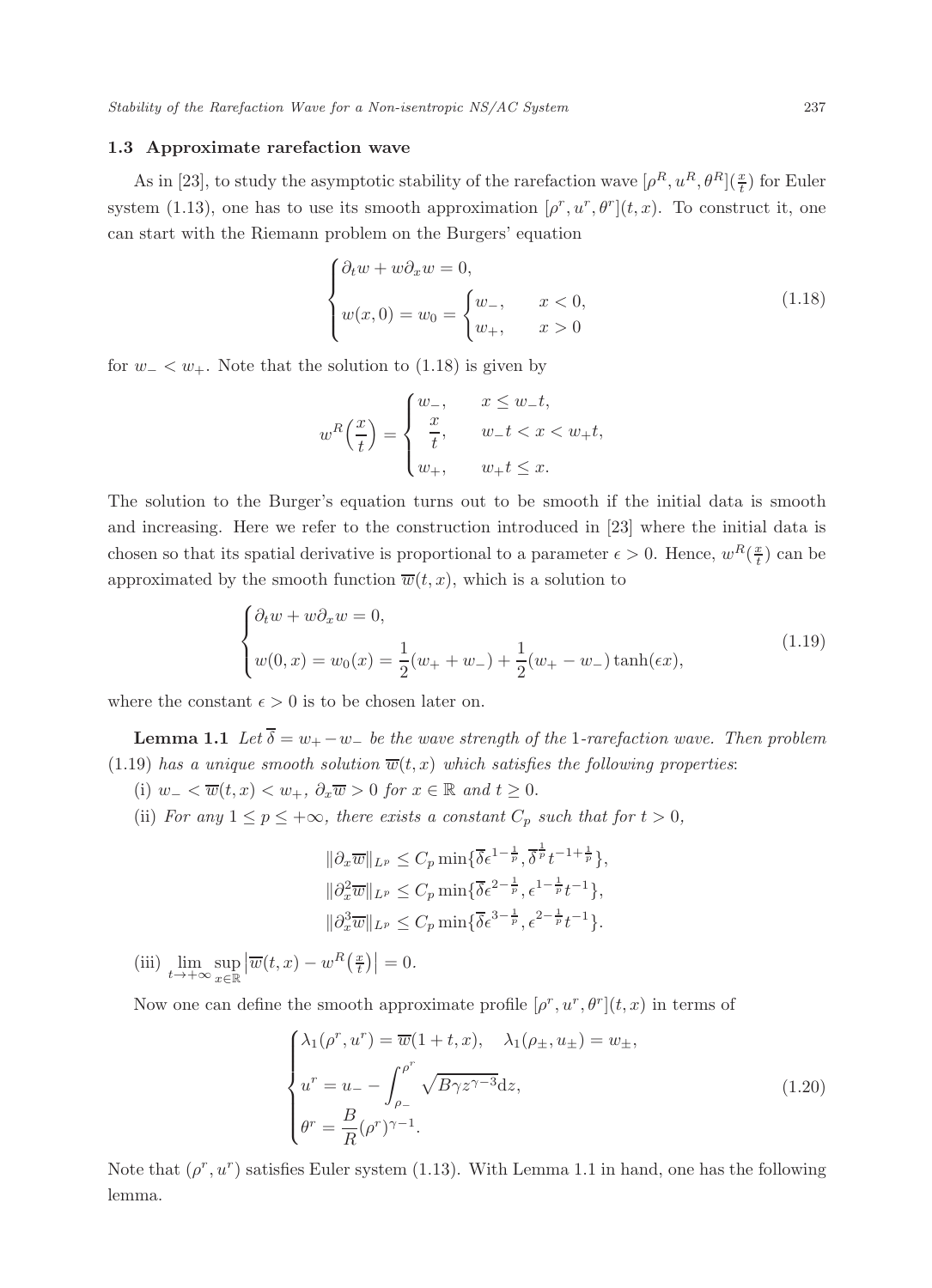### 1.3 Approximate rarefaction wave

As in [23], to study the asymptotic stability of the rarefaction wave $[\rho^R, u^R, \theta^R](\frac{x}{t})$ for Euler system (1.13), one has to use its smooth approximation $[\rho^r, u^r, \theta^r](t,x)$. To construct it, one can start with the Riemann problem on the Burgers' equation

$$
\begin{cases}
\partial_t w + w\partial_x w = 0, \\
w(x,0) = w_0 = \begin{cases} w_-, & x < 0, \\ w_+, & x > 0 \end{cases}
\end{cases}
\tag{1.18}
$$

for $w_- < w_+$. Note that the solution to (1.18) is given by

$$
w^R\Big(\frac{x}{t}\Big) = \begin{cases} w_-, & x \le w_- t, \\ \dfrac{x}{t}, & w_- t < x < w_+ t, \\ w_+, & w_+ t \le x. \end{cases}
$$

The solution to the Burger's equation turns out to be smooth if the initial data is smooth and increasing. Here we refer to the construction introduced in [23] where the initial data is chosen so that its spatial derivative is proportional to a parameter $\epsilon > 0$. Hence, $w^R(\frac{x}{t})$ can be approximated by the smooth function $\overline{w}(t,x)$, which is a solution to

$$
\begin{cases}
\partial_t w + w\partial_x w = 0, \\
w(0,x) = w_0(x) = \dfrac{1}{2}(w_+ + w_-) + \dfrac{1}{2}(w_+ - w_-)\tanh(\epsilon x),
\end{cases}
\tag{1.19}
$$

where the constant $\epsilon > 0$ is to be chosen later on.

**Lemma 1.1** *Let $\overline{\delta} = w_+ - w_-$ be the wave strength of the 1-rarefaction wave. Then problem (1.19) has a unique smooth solution $\overline{w}(t,x)$ which satisfies the following properties*:

(i) $w_- < \overline{w}(t,x) < w_+$, $\partial_x \overline{w} > 0$ *for* $x \in \mathbb{R}$ *and* $t \ge 0$.

(ii) *For any* $1 \le p \le +\infty$, *there exists a constant* $C_p$ *such that for* $t > 0$,

$$
\begin{aligned}
&\|\partial_x \overline{w}\|_{L^p} \le C_p \min\{\overline{\delta}\epsilon^{1-\frac{1}{p}}, \overline{\delta}^{\frac{1}{p}} t^{-1+\frac{1}{p}}\}, \\
&\|\partial_x^2 \overline{w}\|_{L^p} \le C_p \min\{\overline{\delta}\epsilon^{2-\frac{1}{p}}, \epsilon^{1-\frac{1}{p}} t^{-1}\}, \\
&\|\partial_x^3 \overline{w}\|_{L^p} \le C_p \min\{\overline{\delta}\epsilon^{3-\frac{1}{p}}, \epsilon^{2-\frac{1}{p}} t^{-1}\}.
\end{aligned}
$$

(iii) $\lim\limits_{t\to+\infty} \sup\limits_{x\in\mathbb{R}} \big|\overline{w}(t,x) - w^R\big(\frac{x}{t}\big)\big| = 0.$

Now one can define the smooth approximate profile $[\rho^r, u^r, \theta^r](t,x)$ in terms of

$$
\begin{cases}
\lambda_1(\rho^r, u^r) = \overline{w}(1+t, x), \quad \lambda_1(\rho_\pm, u_\pm) = w_\pm, \\
u^r = u_- - \displaystyle\int_{\rho_-}^{\rho^r} \sqrt{B\gamma z^{\gamma-3}}\mathrm{d}z, \\
\theta^r = \dfrac{B}{R}(\rho^r)^{\gamma-1}.
\end{cases}
\tag{1.20}
$$

Note that $(\rho^r, u^r)$ satisfies Euler system (1.13). With Lemma 1.1 in hand, one has the following lemma.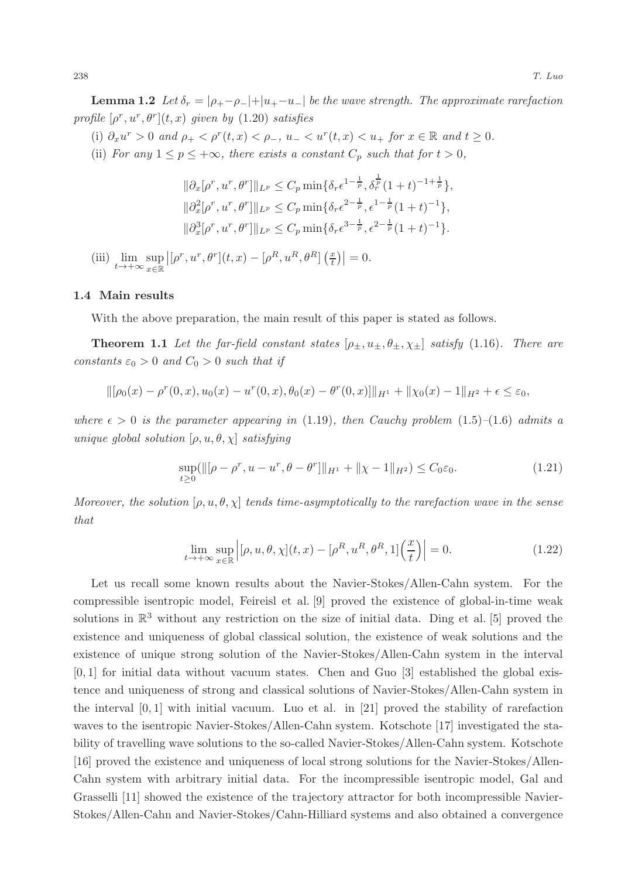**Lemma 1.2** *Let $\delta_r = |\rho_+ - \rho_-| + |u_+ - u_-|$ be the wave strength. The approximate rarefaction profile $[\rho^r, u^r, \theta^r](t,x)$ given by (1.20) satisfies*

(i) *$\partial_x u^r > 0$ and $\rho_+ < \rho^r(t,x) < \rho_-$, $u_- < u^r(t,x) < u_+$ for $x \in \mathbb{R}$ and $t \geq 0$.*

(ii) *For any $1 \leq p \leq +\infty$, there exists a constant $C_p$ such that for $t > 0$,*

$$
\begin{aligned}
&\|\partial_x [\rho^r, u^r, \theta^r]\|_{L^p} \leq C_p \min\{\delta_r \epsilon^{1-\frac{1}{p}}, \delta_r^{\frac{1}{p}} (1+t)^{-1+\frac{1}{p}}\}, \\
&\|\partial_x^2 [\rho^r, u^r, \theta^r]\|_{L^p} \leq C_p \min\{\delta_r \epsilon^{2-\frac{1}{p}}, \epsilon^{1-\frac{1}{p}} (1+t)^{-1}\}, \\
&\|\partial_x^3 [\rho^r, u^r, \theta^r]\|_{L^p} \leq C_p \min\{\delta_r \epsilon^{3-\frac{1}{p}}, \epsilon^{2-\frac{1}{p}} (1+t)^{-1}\}.
\end{aligned}
$$

(iii) $\lim\limits_{t\to+\infty} \sup\limits_{x\in\mathbb{R}} \left|[\rho^r, u^r, \theta^r](t,x) - [\rho^R, u^R, \theta^R]\left(\frac{x}{t}\right)\right| = 0.$

### 1.4 Main results

With the above preparation, the main result of this paper is stated as follows.

**Theorem 1.1** *Let the far-field constant states $[\rho_\pm, u_\pm, \theta_\pm, \chi_\pm]$ satisfy (1.16). There are constants $\varepsilon_0 > 0$ and $C_0 > 0$ such that if*

$$
\|[\rho_0(x) - \rho^r(0,x), u_0(x) - u^r(0,x), \theta_0(x) - \theta^r(0,x)]\|_{H^1} + \|\chi_0(x) - 1\|_{H^2} + \epsilon \leq \varepsilon_0,
$$

*where $\epsilon > 0$ is the parameter appearing in (1.19), then Cauchy problem (1.5)–(1.6) admits a unique global solution $[\rho, u, \theta, \chi]$ satisfying*

$$
\sup_{t\geq 0} (\|[\rho - \rho^r, u - u^r, \theta - \theta^r]\|_{H^1} + \|\chi - 1\|_{H^2}) \leq C_0 \varepsilon_0. \tag{1.21}
$$

*Moreover, the solution $[\rho, u, \theta, \chi]$ tends time-asymptotically to the rarefaction wave in the sense that*

$$
\lim_{t\to+\infty} \sup_{x\in\mathbb{R}} \left|[\rho, u, \theta, \chi](t,x) - [\rho^R, u^R, \theta^R, 1]\left(\frac{x}{t}\right)\right| = 0. \tag{1.22}
$$

Let us recall some known results about the Navier-Stokes/Allen-Cahn system. For the compressible isentropic model, Feireisl et al. [9] proved the existence of global-in-time weak solutions in $\mathbb{R}^3$ without any restriction on the size of initial data. Ding et al. [5] proved the existence and uniqueness of global classical solution, the existence of weak solutions and the existence of unique strong solution of the Navier-Stokes/Allen-Cahn system in the interval $[0,1]$ for initial data without vacuum states. Chen and Guo [3] established the global existence and uniqueness of strong and classical solutions of Navier-Stokes/Allen-Cahn system in the interval $[0,1]$ with initial vacuum. Luo et al. in [21] proved the stability of rarefaction waves to the isentropic Navier-Stokes/Allen-Cahn system. Kotschote [17] investigated the stability of travelling wave solutions to the so-called Navier-Stokes/Allen-Cahn system. Kotschote [16] proved the existence and uniqueness of local strong solutions for the Navier-Stokes/Allen-Cahn system with arbitrary initial data. For the incompressible isentropic model, Gal and Grasselli [11] showed the existence of the trajectory attractor for both incompressible Navier-Stokes/Allen-Cahn and Navier-Stokes/Cahn-Hilliard systems and also obtained a convergence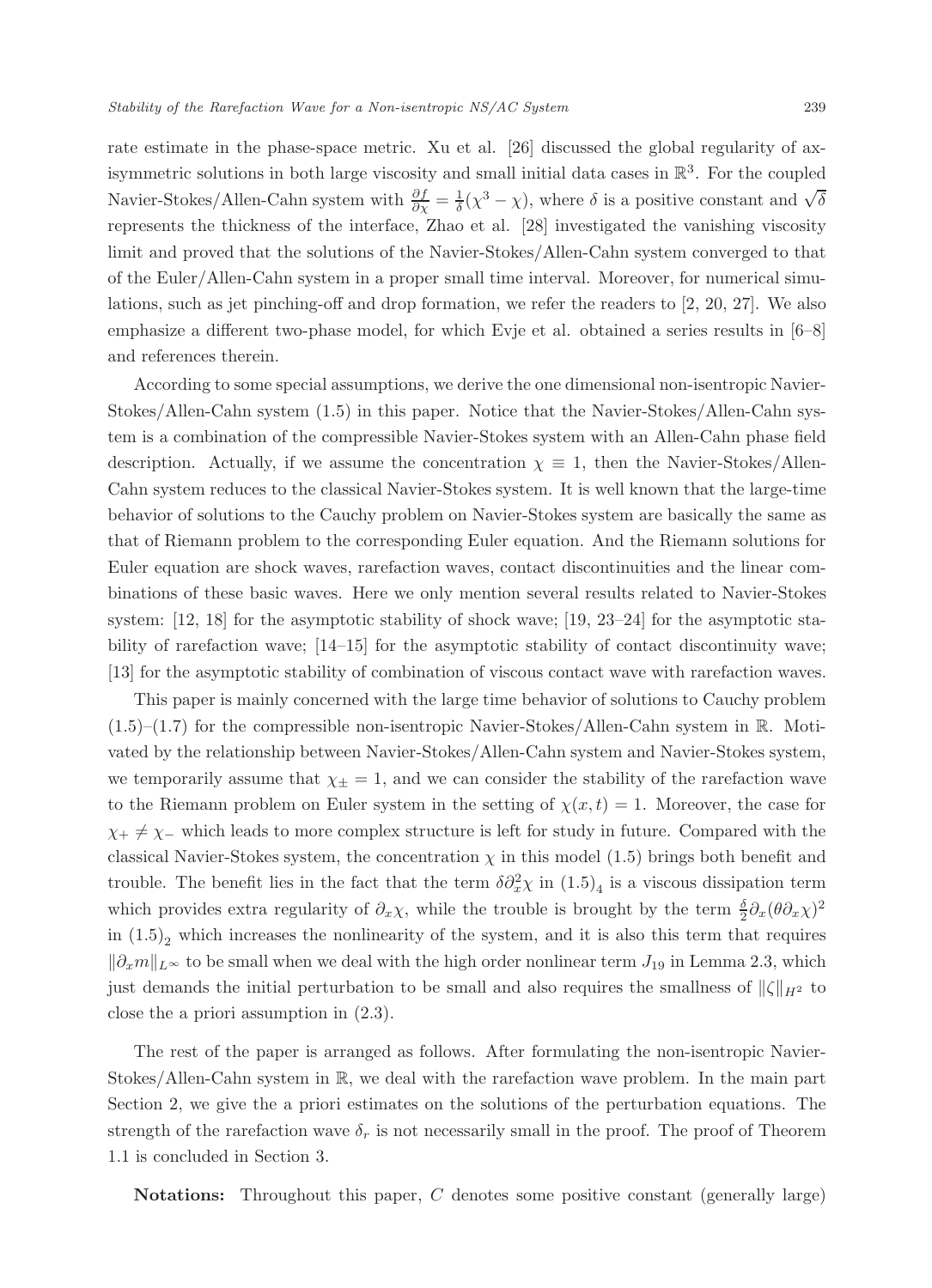rate estimate in the phase-space metric. Xu et al. [26] discussed the global regularity of axisymmetric solutions in both large viscosity and small initial data cases in $\mathbb{R}^3$. For the coupled Navier-Stokes/Allen-Cahn system with $\frac{\partial f}{\partial \chi} = \frac{1}{\delta}(\chi^3 - \chi)$, where $\delta$ is a positive constant and $\sqrt{\delta}$ represents the thickness of the interface, Zhao et al. [28] investigated the vanishing viscosity limit and proved that the solutions of the Navier-Stokes/Allen-Cahn system converged to that of the Euler/Allen-Cahn system in a proper small time interval. Moreover, for numerical simulations, such as jet pinching-off and drop formation, we refer the readers to [2, 20, 27]. We also emphasize a different two-phase model, for which Evje et al. obtained a series results in [6–8] and references therein.

According to some special assumptions, we derive the one dimensional non-isentropic Navier-Stokes/Allen-Cahn system (1.5) in this paper. Notice that the Navier-Stokes/Allen-Cahn system is a combination of the compressible Navier-Stokes system with an Allen-Cahn phase field description. Actually, if we assume the concentration $\chi \equiv 1$, then the Navier-Stokes/Allen-Cahn system reduces to the classical Navier-Stokes system. It is well known that the large-time behavior of solutions to the Cauchy problem on Navier-Stokes system are basically the same as that of Riemann problem to the corresponding Euler equation. And the Riemann solutions for Euler equation are shock waves, rarefaction waves, contact discontinuities and the linear combinations of these basic waves. Here we only mention several results related to Navier-Stokes system: [12, 18] for the asymptotic stability of shock wave; [19, 23–24] for the asymptotic stability of rarefaction wave; [14–15] for the asymptotic stability of contact discontinuity wave; [13] for the asymptotic stability of combination of viscous contact wave with rarefaction waves.

This paper is mainly concerned with the large time behavior of solutions to Cauchy problem (1.5)–(1.7) for the compressible non-isentropic Navier-Stokes/Allen-Cahn system in $\mathbb{R}$. Motivated by the relationship between Navier-Stokes/Allen-Cahn system and Navier-Stokes system, we temporarily assume that $\chi_\pm = 1$, and we can consider the stability of the rarefaction wave to the Riemann problem on Euler system in the setting of $\chi(x,t) = 1$. Moreover, the case for $\chi_+ \neq \chi_-$ which leads to more complex structure is left for study in future. Compared with the classical Navier-Stokes system, the concentration $\chi$ in this model (1.5) brings both benefit and trouble. The benefit lies in the fact that the term $\delta \partial_x^2 \chi$ in $(1.5)_4$ is a viscous dissipation term which provides extra regularity of $\partial_x \chi$, while the trouble is brought by the term $\frac{\delta}{2}\partial_x(\theta \partial_x \chi)^2$ in $(1.5)_2$ which increases the nonlinearity of the system, and it is also this term that requires $\|\partial_x m\|_{L^\infty}$ to be small when we deal with the high order nonlinear term $J_{19}$ in Lemma 2.3, which just demands the initial perturbation to be small and also requires the smallness of $\|\zeta\|_{H^2}$ to close the a priori assumption in (2.3).

The rest of the paper is arranged as follows. After formulating the non-isentropic Navier-Stokes/Allen-Cahn system in $\mathbb{R}$, we deal with the rarefaction wave problem. In the main part Section 2, we give the a priori estimates on the solutions of the perturbation equations. The strength of the rarefaction wave $\delta_r$ is not necessarily small in the proof. The proof of Theorem 1.1 is concluded in Section 3.

**Notations:** Throughout this paper, $C$ denotes some positive constant (generally large)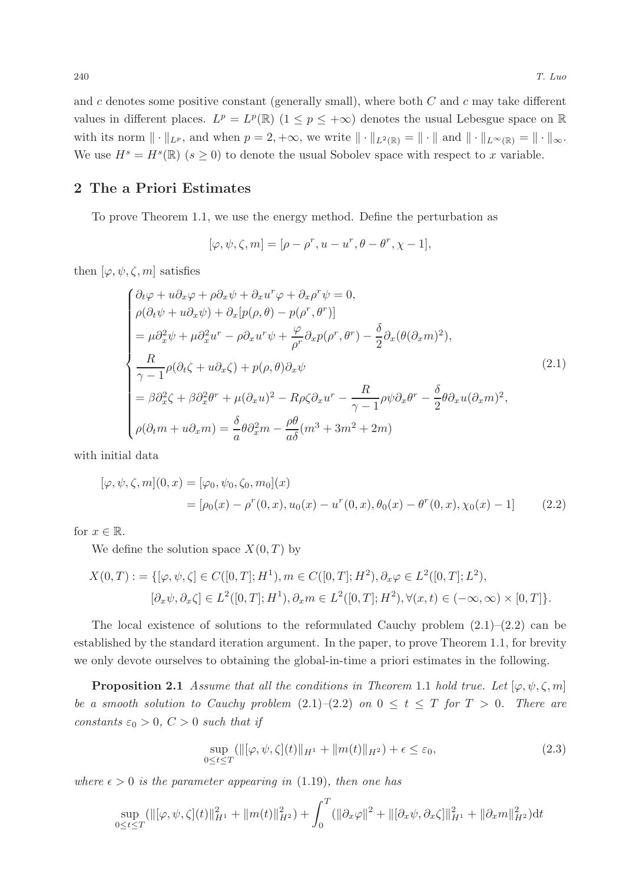and $c$ denotes some positive constant (generally small), where both $C$ and $c$ may take different values in different places. $L^p = L^p(\mathbb{R})$ $(1 \le p \le +\infty)$ denotes the usual Lebesgue space on $\mathbb{R}$ with its norm $\|\cdot\|_{L^p}$, and when $p = 2, +\infty$, we write $\|\cdot\|_{L^2(\mathbb{R})} = \|\cdot\|$ and $\|\cdot\|_{L^\infty(\mathbb{R})} = \|\cdot\|_\infty$. We use $H^s = H^s(\mathbb{R})$ $(s \ge 0)$ to denote the usual Sobolev space with respect to $x$ variable.

## 2 The a Priori Estimates

To prove Theorem 1.1, we use the energy method. Define the perturbation as

$$[\varphi, \psi, \zeta, m] = [\rho - \rho^r, u - u^r, \theta - \theta^r, \chi - 1],$$

then $[\varphi, \psi, \zeta, m]$ satisfies

$$\begin{cases} \partial_t \varphi + u\partial_x \varphi + \rho \partial_x \psi + \partial_x u^r \varphi + \partial_x \rho^r \psi = 0, \\ \rho(\partial_t \psi + u\partial_x \psi) + \partial_x[p(\rho, \theta) - p(\rho^r, \theta^r)] \\ = \mu \partial_x^2 \psi + \mu \partial_x^2 u^r - \rho \partial_x u^r \psi + \dfrac{\varphi}{\rho^r}\partial_x p(\rho^r, \theta^r) - \dfrac{\delta}{2}\partial_x(\theta(\partial_x m)^2), \\ \dfrac{R}{\gamma - 1}\rho(\partial_t \zeta + u\partial_x \zeta) + p(\rho, \theta)\partial_x \psi \\ = \beta \partial_x^2 \zeta + \beta \partial_x^2 \theta^r + \mu(\partial_x u)^2 - R\rho\zeta\partial_x u^r - \dfrac{R}{\gamma - 1}\rho\psi\partial_x\theta^r - \dfrac{\delta}{2}\theta\partial_x u(\partial_x m)^2, \\ \rho(\partial_t m + u\partial_x m) = \dfrac{\delta}{a}\theta\partial_x^2 m - \dfrac{\rho\theta}{a\delta}(m^3 + 3m^2 + 2m) \end{cases} \tag{2.1}$$

with initial data

$$\begin{aligned} [\varphi, \psi, \zeta, m](0, x) &= [\varphi_0, \psi_0, \zeta_0, m_0](x) \\ &= [\rho_0(x) - \rho^r(0, x), u_0(x) - u^r(0, x), \theta_0(x) - \theta^r(0, x), \chi_0(x) - 1] \end{aligned} \tag{2.2}$$

for $x \in \mathbb{R}$.

We define the solution space $X(0, T)$ by

$$\begin{aligned} X(0, T) := \{&[\varphi, \psi, \zeta] \in C([0, T]; H^1), m \in C([0, T]; H^2), \partial_x \varphi \in L^2([0, T]; L^2), \\ &[\partial_x \psi, \partial_x \zeta] \in L^2([0, T]; H^1), \partial_x m \in L^2([0, T]; H^2), \forall (x, t) \in (-\infty, \infty) \times [0, T]\}. \end{aligned}$$

The local existence of solutions to the reformulated Cauchy problem (2.1)–(2.2) can be established by the standard iteration argument. In the paper, to prove Theorem 1.1, for brevity we only devote ourselves to obtaining the global-in-time a priori estimates in the following.

**Proposition 2.1** *Assume that all the conditions in Theorem* 1.1 *hold true. Let* $[\varphi, \psi, \zeta, m]$ *be a smooth solution to Cauchy problem* (2.1)–(2.2) *on* $0 \le t \le T$ *for* $T > 0$. *There are constants* $\varepsilon_0 > 0$, $C > 0$ *such that if*

$$\sup_{0 \le t \le T}(\|[\varphi, \psi, \zeta](t)\|_{H^1} + \|m(t)\|_{H^2}) + \epsilon \le \varepsilon_0, \tag{2.3}$$

*where* $\epsilon > 0$ *is the parameter appearing in* (1.19), *then one has*

$$\sup_{0 \le t \le T}(\|[\varphi, \psi, \zeta](t)\|_{H^1}^2 + \|m(t)\|_{H^2}^2) + \int_0^T (\|\partial_x \varphi\|^2 + \|[\partial_x \psi, \partial_x \zeta]\|_{H^1}^2 + \|\partial_x m\|_{H^2}^2)\mathrm{d}t$$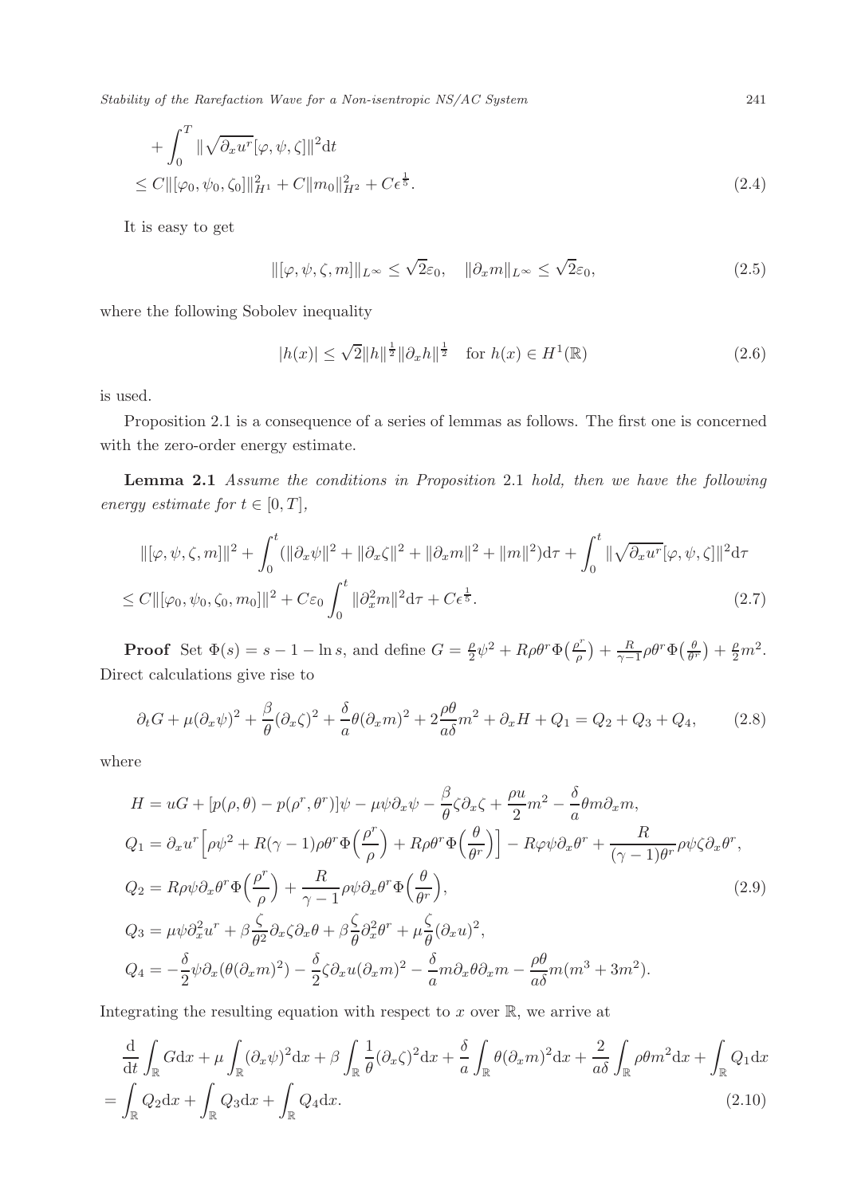$$
\begin{aligned}
&+\int_0^T \|\sqrt{\partial_x u^r}[\varphi,\psi,\zeta]\|^2 \mathrm{d}t \\
&\leq C\|[\varphi_0,\psi_0,\zeta_0]\|_{H^1}^2 + C\|m_0\|_{H^2}^2 + C\epsilon^{\frac{1}{5}}.
\end{aligned} \tag{2.4}
$$

It is easy to get

$$
\|[\varphi,\psi,\zeta,m]\|_{L^\infty} \leq \sqrt{2}\varepsilon_0, \quad \|\partial_x m\|_{L^\infty} \leq \sqrt{2}\varepsilon_0, \tag{2.5}
$$

where the following Sobolev inequality

$$
|h(x)| \leq \sqrt{2}\|h\|^{\frac{1}{2}}\|\partial_x h\|^{\frac{1}{2}} \quad \text{for } h(x) \in H^1(\mathbb{R}) \tag{2.6}
$$

is used.

Proposition 2.1 is a consequence of a series of lemmas as follows. The first one is concerned with the zero-order energy estimate.

**Lemma 2.1** *Assume the conditions in Proposition* 2.1 *hold, then we have the following energy estimate for $t \in [0,T]$,*

$$
\begin{aligned}
&\|[\varphi,\psi,\zeta,m]\|^2 + \int_0^t (\|\partial_x\psi\|^2 + \|\partial_x\zeta\|^2 + \|\partial_x m\|^2 + \|m\|^2)\mathrm{d}\tau + \int_0^t \|\sqrt{\partial_x u^r}[\varphi,\psi,\zeta]\|^2 \mathrm{d}\tau \\
&\leq C\|[\varphi_0,\psi_0,\zeta_0,m_0]\|^2 + C\varepsilon_0\int_0^t \|\partial_x^2 m\|^2\mathrm{d}\tau + C\epsilon^{\frac{1}{5}}.
\end{aligned} \tag{2.7}
$$

**Proof** Set $\Phi(s) = s - 1 - \ln s$, and define $G = \frac{\rho}{2}\psi^2 + R\rho\theta^r\Phi\big(\frac{\rho^r}{\rho}\big) + \frac{R}{\gamma-1}\rho\theta^r\Phi\big(\frac{\theta}{\theta^r}\big) + \frac{\rho}{2}m^2$. Direct calculations give rise to

$$
\partial_t G + \mu(\partial_x\psi)^2 + \frac{\beta}{\theta}(\partial_x\zeta)^2 + \frac{\delta}{a}\theta(\partial_x m)^2 + 2\frac{\rho\theta}{a\delta}m^2 + \partial_x H + Q_1 = Q_2 + Q_3 + Q_4, \tag{2.8}
$$

where

$$
\begin{aligned}
H &= uG + [p(\rho,\theta) - p(\rho^r,\theta^r)]\psi - \mu\psi\partial_x\psi - \frac{\beta}{\theta}\zeta\partial_x\zeta + \frac{\rho u}{2}m^2 - \frac{\delta}{a}\theta m\partial_x m, \\
Q_1 &= \partial_x u^r\Big[\rho\psi^2 + R(\gamma-1)\rho\theta^r\Phi\Big(\frac{\rho^r}{\rho}\Big) + R\rho\theta^r\Phi\Big(\frac{\theta}{\theta^r}\Big)\Big] - R\varphi\psi\partial_x\theta^r + \frac{R}{(\gamma-1)\theta^r}\rho\psi\zeta\partial_x\theta^r, \\
Q_2 &= R\rho\psi\partial_x\theta^r\Phi\Big(\frac{\rho^r}{\rho}\Big) + \frac{R}{\gamma-1}\rho\psi\partial_x\theta^r\Phi\Big(\frac{\theta}{\theta^r}\Big), \\
Q_3 &= \mu\psi\partial_x^2 u^r + \beta\frac{\zeta}{\theta^2}\partial_x\zeta\partial_x\theta + \beta\frac{\zeta}{\theta}\partial_x^2\theta^r + \mu\frac{\zeta}{\theta}(\partial_x u)^2, \\
Q_4 &= -\frac{\delta}{2}\psi\partial_x(\theta(\partial_x m)^2) - \frac{\delta}{2}\zeta\partial_x u(\partial_x m)^2 - \frac{\delta}{a}m\partial_x\theta\partial_x m - \frac{\rho\theta}{a\delta}m(m^3 + 3m^2).
\end{aligned} \tag{2.9}
$$

Integrating the resulting equation with respect to $x$ over $\mathbb{R}$, we arrive at

$$
\begin{aligned}
&\frac{\mathrm{d}}{\mathrm{d}t}\int_{\mathbb{R}} G\mathrm{d}x + \mu\int_{\mathbb{R}}(\partial_x\psi)^2\mathrm{d}x + \beta\int_{\mathbb{R}}\frac{1}{\theta}(\partial_x\zeta)^2\mathrm{d}x + \frac{\delta}{a}\int_{\mathbb{R}}\theta(\partial_x m)^2\mathrm{d}x + \frac{2}{a\delta}\int_{\mathbb{R}}\rho\theta m^2\mathrm{d}x + \int_{\mathbb{R}} Q_1\mathrm{d}x \\
&= \int_{\mathbb{R}} Q_2\mathrm{d}x + \int_{\mathbb{R}} Q_3\mathrm{d}x + \int_{\mathbb{R}} Q_4\mathrm{d}x.
\end{aligned} \tag{2.10}
$$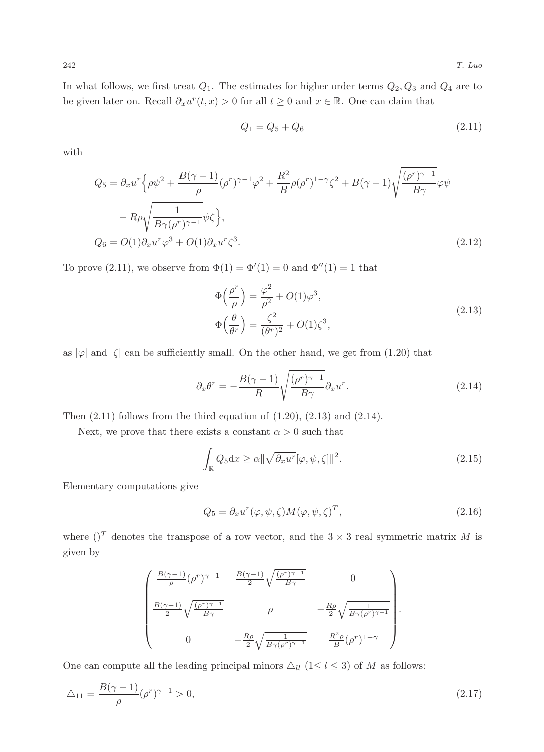In what follows, we first treat $Q_1$. The estimates for higher order terms $Q_2, Q_3$ and $Q_4$ are to be given later on. Recall $\partial_x u^r(t,x) > 0$ for all $t \geq 0$ and $x \in \mathbb{R}$. One can claim that

$$Q_1 = Q_5 + Q_6 \tag{2.11}$$

with

$$\begin{aligned}
Q_5 &= \partial_x u^r \Big\{ \rho\psi^2 + \frac{B(\gamma-1)}{\rho}(\rho^r)^{\gamma-1}\varphi^2 + \frac{R^2}{B}\rho(\rho^r)^{1-\gamma}\zeta^2 + B(\gamma-1)\sqrt{\frac{(\rho^r)^{\gamma-1}}{B\gamma}}\varphi\psi \\
&\quad - R\rho\sqrt{\frac{1}{B\gamma(\rho^r)^{\gamma-1}}}\psi\zeta \Big\}, \\
Q_6 &= O(1)\partial_x u^r \varphi^3 + O(1)\partial_x u^r \zeta^3.
\end{aligned} \tag{2.12}$$

To prove (2.11), we observe from $\Phi(1) = \Phi'(1) = 0$ and $\Phi''(1) = 1$ that

$$\begin{aligned}
\Phi\Big(\frac{\rho^r}{\rho}\Big) &= \frac{\varphi^2}{\rho^2} + O(1)\varphi^3, \\
\Phi\Big(\frac{\theta}{\theta^r}\Big) &= \frac{\zeta^2}{(\theta^r)^2} + O(1)\zeta^3,
\end{aligned} \tag{2.13}$$

as $|\varphi|$ and $|\zeta|$ can be sufficiently small. On the other hand, we get from (1.20) that

$$\partial_x \theta^r = -\frac{B(\gamma-1)}{R}\sqrt{\frac{(\rho^r)^{\gamma-1}}{B\gamma}}\partial_x u^r. \tag{2.14}$$

Then (2.11) follows from the third equation of (1.20), (2.13) and (2.14).

Next, we prove that there exists a constant $\alpha > 0$ such that

$$\int_{\mathbb{R}} Q_5 \mathrm{d}x \geq \alpha \|\sqrt{\partial_x u^r}[\varphi, \psi, \zeta]\|^2. \tag{2.15}$$

Elementary computations give

$$Q_5 = \partial_x u^r (\varphi, \psi, \zeta) M (\varphi, \psi, \zeta)^T, \tag{2.16}$$

where $()^T$ denotes the transpose of a row vector, and the $3 \times 3$ real symmetric matrix $M$ is given by

$$\begin{pmatrix}
\frac{B(\gamma-1)}{\rho}(\rho^r)^{\gamma-1} & \frac{B(\gamma-1)}{2}\sqrt{\frac{(\rho^r)^{\gamma-1}}{B\gamma}} & 0 \\
\frac{B(\gamma-1)}{2}\sqrt{\frac{(\rho^r)^{\gamma-1}}{B\gamma}} & \rho & -\frac{R\rho}{2}\sqrt{\frac{1}{B\gamma(\rho^r)^{\gamma-1}}} \\
0 & -\frac{R\rho}{2}\sqrt{\frac{1}{B\gamma(\rho^r)^{\gamma-1}}} & \frac{R^2\rho}{B}(\rho^r)^{1-\gamma}
\end{pmatrix}.$$

One can compute all the leading principal minors $\triangle_{ll}$ ($1 \leq l \leq 3$) of $M$ as follows:

$$\triangle_{11} = \frac{B(\gamma-1)}{\rho}(\rho^r)^{\gamma-1} > 0, \tag{2.17}$$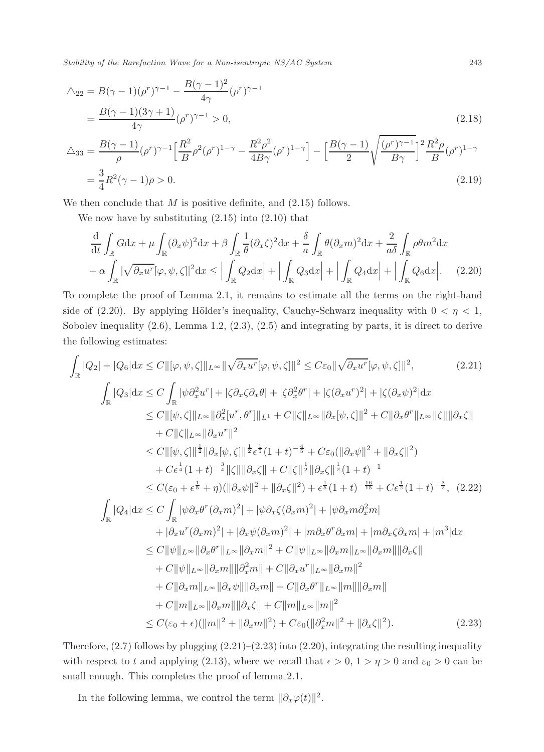$$
\begin{aligned}
\triangle_{22} &= B(\gamma-1)(\rho^r)^{\gamma-1} - \frac{B(\gamma-1)^2}{4\gamma}(\rho^r)^{\gamma-1} \\
&= \frac{B(\gamma-1)(3\gamma+1)}{4\gamma}(\rho^r)^{\gamma-1} > 0,
\end{aligned} \tag{2.18}
$$

$$
\begin{aligned}
\triangle_{33} &= \frac{B(\gamma-1)}{\rho}(\rho^r)^{\gamma-1}\Big[\frac{R^2}{B}\rho^2(\rho^r)^{1-\gamma} - \frac{R^2\rho^2}{4B\gamma}(\rho^r)^{1-\gamma}\Big] - \Big[\frac{B(\gamma-1)}{2}\sqrt{\frac{(\rho^r)^{\gamma-1}}{B\gamma}}\Big]^2\frac{R^2\rho}{B}(\rho^r)^{1-\gamma} \\
&= \frac{3}{4}R^2(\gamma-1)\rho > 0.
\end{aligned} \tag{2.19}
$$

We then conclude that $M$ is positive definite, and (2.15) follows.

We now have by substituting (2.15) into (2.10) that

$$
\begin{aligned}
&\frac{\mathrm{d}}{\mathrm{d}t}\int_{\mathbb{R}} G\mathrm{d}x + \mu\int_{\mathbb{R}}(\partial_x\psi)^2\mathrm{d}x + \beta\int_{\mathbb{R}}\frac{1}{\theta}(\partial_x\zeta)^2\mathrm{d}x + \frac{\delta}{a}\int_{\mathbb{R}}\theta(\partial_x m)^2\mathrm{d}x + \frac{2}{a\delta}\int_{\mathbb{R}}\rho\theta m^2\mathrm{d}x \\
&+ \alpha\int_{\mathbb{R}}|\sqrt{\partial_x u^r}[\varphi,\psi,\zeta]|^2\mathrm{d}x \le \Big|\int_{\mathbb{R}} Q_2\mathrm{d}x\Big| + \Big|\int_{\mathbb{R}} Q_3\mathrm{d}x\Big| + \Big|\int_{\mathbb{R}} Q_4\mathrm{d}x\Big| + \Big|\int_{\mathbb{R}} Q_6\mathrm{d}x\Big|.
\end{aligned} \tag{2.20}
$$

To complete the proof of Lemma 2.1, it remains to estimate all the terms on the right-hand side of (2.20). By applying Hölder's inequality, Cauchy-Schwarz inequality with $0 < \eta < 1$, Sobolev inequality (2.6), Lemma 1.2, (2.3), (2.5) and integrating by parts, it is direct to derive the following estimates:

$$
\int_{\mathbb{R}}|Q_2| + |Q_6|\mathrm{d}x \le C\|[\varphi,\psi,\zeta]\|_{L^\infty}\|\sqrt{\partial_x u^r}[\varphi,\psi,\zeta]\|^2 \le C\varepsilon_0\|\sqrt{\partial_x u^r}[\varphi,\psi,\zeta]\|^2, \tag{2.21}
$$

$$
\begin{aligned}
\int_{\mathbb{R}}|Q_3|\mathrm{d}x &\le C\int_{\mathbb{R}}|\psi\partial_x^2 u^r| + |\zeta\partial_x\zeta\partial_x\theta| + |\zeta\partial_x^2\theta^r| + |\zeta(\partial_x u^r)^2| + |\zeta(\partial_x\psi)^2|\mathrm{d}x \\
&\le C\|[\psi,\zeta]\|_{L^\infty}\|\partial_x^2[u^r,\theta^r]\|_{L^1} + C\|\zeta\|_{L^\infty}\|\partial_x[\psi,\zeta]\|^2 + C\|\partial_x\theta^r\|_{L^\infty}\|\zeta\|\|\partial_x\zeta\| \\
&\quad + C\|\zeta\|_{L^\infty}\|\partial_x u^r\|^2 \\
&\le C\|[\psi,\zeta]\|^{\frac{1}{2}}\|\partial_x[\psi,\zeta]\|^{\frac{1}{2}}\epsilon^{\frac{1}{5}}(1+t)^{-\frac{4}{5}} + C\varepsilon_0(\|\partial_x\psi\|^2 + \|\partial_x\zeta\|^2) \\
&\quad + C\epsilon^{\frac{1}{4}}(1+t)^{-\frac{3}{4}}\|\zeta\|\|\partial_x\zeta\| + C\|\zeta\|^{\frac{1}{2}}\|\partial_x\zeta\|^{\frac{1}{2}}(1+t)^{-1} \\
&\le C(\varepsilon_0 + \epsilon^{\frac{1}{5}} + \eta)(\|\partial_x\psi\|^2 + \|\partial_x\zeta\|^2) + \epsilon^{\frac{1}{5}}(1+t)^{-\frac{16}{15}} + C\epsilon^{\frac{1}{2}}(1+t)^{-\frac{3}{2}},
\end{aligned} \tag{2.22}
$$

$$
\begin{aligned}
\int_{\mathbb{R}}|Q_4|\mathrm{d}x &\le C\int_{\mathbb{R}}|\psi\partial_x\theta^r(\partial_x m)^2| + |\psi\partial_x\zeta(\partial_x m)^2| + |\psi\partial_x m\partial_x^2 m| \\
&\quad + |\partial_x u^r(\partial_x m)^2| + |\partial_x\psi(\partial_x m)^2| + |m\partial_x\theta^r\partial_x m| + |m\partial_x\zeta\partial_x m| + |m^3|\mathrm{d}x \\
&\le C\|\psi\|_{L^\infty}\|\partial_x\theta^r\|_{L^\infty}\|\partial_x m\|^2 + C\|\psi\|_{L^\infty}\|\partial_x m\|_{L^\infty}\|\partial_x m\|\|\partial_x\zeta\| \\
&\quad + C\|\psi\|_{L^\infty}\|\partial_x m\|\|\partial_x^2 m\| + C\|\partial_x u^r\|_{L^\infty}\|\partial_x m\|^2 \\
&\quad + C\|\partial_x m\|_{L^\infty}\|\partial_x\psi\|\|\partial_x m\| + C\|\partial_x\theta^r\|_{L^\infty}\|m\|\|\partial_x m\| \\
&\quad + C\|m\|_{L^\infty}\|\partial_x m\|\|\partial_x\zeta\| + C\|m\|_{L^\infty}\|m\|^2 \\
&\le C(\varepsilon_0 + \epsilon)(\|m\|^2 + \|\partial_x m\|^2) + C\varepsilon_0(\|\partial_x^2 m\|^2 + \|\partial_x\zeta\|^2).
\end{aligned} \tag{2.23}
$$

Therefore, (2.7) follows by plugging (2.21)–(2.23) into (2.20), integrating the resulting inequality with respect to $t$ and applying (2.13), where we recall that $\epsilon > 0$, $1 > \eta > 0$ and $\varepsilon_0 > 0$ can be small enough. This completes the proof of lemma 2.1.

In the following lemma, we control the term $\|\partial_x\varphi(t)\|^2$.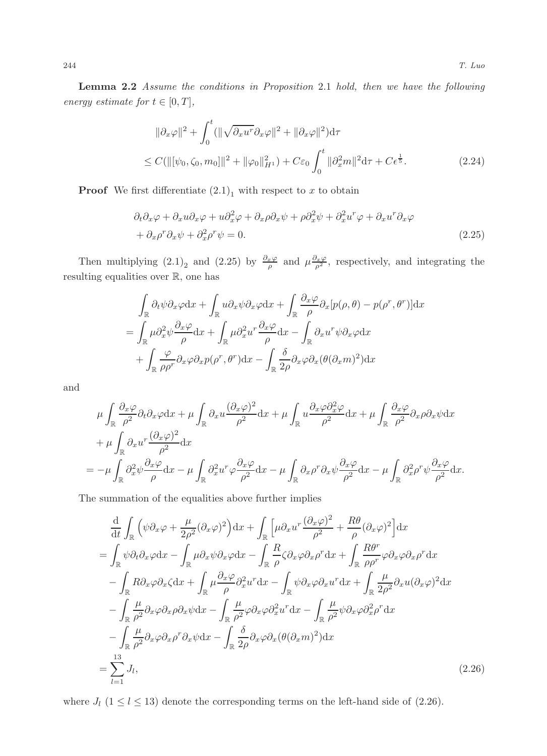**Lemma 2.2** *Assume the conditions in Proposition* 2.1 *hold, then we have the following energy estimate for* $t \in [0,T]$,

$$
\begin{aligned}
&\|\partial_x \varphi\|^2 + \int_0^t (\|\sqrt{\partial_x u^r}\partial_x \varphi\|^2 + \|\partial_x \varphi\|^2)\mathrm{d}\tau \\
&\leq C(\|[\psi_0, \zeta_0, m_0]\|^2 + \|\varphi_0\|_{H^1}^2) + C\varepsilon_0 \int_0^t \|\partial_x^2 m\|^2 \mathrm{d}\tau + C\epsilon^{\frac{1}{5}}.
\end{aligned}
\tag{2.24}
$$

**Proof** We first differentiate $(2.1)_1$ with respect to $x$ to obtain

$$
\begin{aligned}
&\partial_t \partial_x \varphi + \partial_x u \partial_x \varphi + u \partial_x^2 \varphi + \partial_x \rho \partial_x \psi + \rho \partial_x^2 \psi + \partial_x^2 u^r \varphi + \partial_x u^r \partial_x \varphi \\
&+ \partial_x \rho^r \partial_x \psi + \partial_x^2 \rho^r \psi = 0.
\end{aligned}
\tag{2.25}
$$

Then multiplying $(2.1)_2$ and (2.25) by $\frac{\partial_x \varphi}{\rho}$ and $\mu \frac{\partial_x \varphi}{\rho^2}$, respectively, and integrating the resulting equalities over $\mathbb{R}$, one has

$$
\begin{aligned}
&\int_{\mathbb{R}} \partial_t \psi \partial_x \varphi \mathrm{d}x + \int_{\mathbb{R}} u \partial_x \psi \partial_x \varphi \mathrm{d}x + \int_{\mathbb{R}} \frac{\partial_x \varphi}{\rho} \partial_x [p(\rho,\theta) - p(\rho^r, \theta^r)] \mathrm{d}x \\
&= \int_{\mathbb{R}} \mu \partial_x^2 \psi \frac{\partial_x \varphi}{\rho} \mathrm{d}x + \int_{\mathbb{R}} \mu \partial_x^2 u^r \frac{\partial_x \varphi}{\rho} \mathrm{d}x - \int_{\mathbb{R}} \partial_x u^r \psi \partial_x \varphi \mathrm{d}x \\
&\quad + \int_{\mathbb{R}} \frac{\varphi}{\rho \rho^r} \partial_x \varphi \partial_x p(\rho^r, \theta^r) \mathrm{d}x - \int_{\mathbb{R}} \frac{\delta}{2\rho} \partial_x \varphi \partial_x (\theta (\partial_x m)^2) \mathrm{d}x
\end{aligned}
$$

and

$$
\begin{aligned}
&\mu \int_{\mathbb{R}} \frac{\partial_x \varphi}{\rho^2} \partial_t \partial_x \varphi \mathrm{d}x + \mu \int_{\mathbb{R}} \partial_x u \frac{(\partial_x \varphi)^2}{\rho^2} \mathrm{d}x + \mu \int_{\mathbb{R}} u \frac{\partial_x \varphi \partial_x^2 \varphi}{\rho^2} \mathrm{d}x + \mu \int_{\mathbb{R}} \frac{\partial_x \varphi}{\rho^2} \partial_x \rho \partial_x \psi \mathrm{d}x \\
&+ \mu \int_{\mathbb{R}} \partial_x u^r \frac{(\partial_x \varphi)^2}{\rho^2} \mathrm{d}x \\
&= -\mu \int_{\mathbb{R}} \partial_x^2 \psi \frac{\partial_x \varphi}{\rho} \mathrm{d}x - \mu \int_{\mathbb{R}} \partial_x^2 u^r \varphi \frac{\partial_x \varphi}{\rho^2} \mathrm{d}x - \mu \int_{\mathbb{R}} \partial_x \rho^r \partial_x \psi \frac{\partial_x \varphi}{\rho^2} \mathrm{d}x - \mu \int_{\mathbb{R}} \partial_x^2 \rho^r \psi \frac{\partial_x \varphi}{\rho^2} \mathrm{d}x.
\end{aligned}
$$

The summation of the equalities above further implies

$$
\begin{aligned}
&\frac{\mathrm{d}}{\mathrm{d}t} \int_{\mathbb{R}} \Big( \psi \partial_x \varphi + \frac{\mu}{2\rho^2} (\partial_x \varphi)^2 \Big) \mathrm{d}x + \int_{\mathbb{R}} \Big[ \mu \partial_x u^r \frac{(\partial_x \varphi)^2}{\rho^2} + \frac{R\theta}{\rho} (\partial_x \varphi)^2 \Big] \mathrm{d}x \\
&= \int_{\mathbb{R}} \psi \partial_t \partial_x \varphi \mathrm{d}x - \int_{\mathbb{R}} \mu \partial_x \psi \partial_x \varphi \mathrm{d}x - \int_{\mathbb{R}} \frac{R}{\rho} \zeta \partial_x \varphi \partial_x \rho^r \mathrm{d}x + \int_{\mathbb{R}} \frac{R\theta^r}{\rho \rho^r} \varphi \partial_x \varphi \partial_x \rho^r \mathrm{d}x \\
&\quad - \int_{\mathbb{R}} R \partial_x \varphi \partial_x \zeta \mathrm{d}x + \int_{\mathbb{R}} \mu \frac{\partial_x \varphi}{\rho} \partial_x^2 u^r \mathrm{d}x - \int_{\mathbb{R}} \psi \partial_x \varphi \partial_x u^r \mathrm{d}x + \int_{\mathbb{R}} \frac{\mu}{2\rho^2} \partial_x u (\partial_x \varphi)^2 \mathrm{d}x \\
&\quad - \int_{\mathbb{R}} \frac{\mu}{\rho^2} \partial_x \varphi \partial_x \rho \partial_x \psi \mathrm{d}x - \int_{\mathbb{R}} \frac{\mu}{\rho^2} \varphi \partial_x \varphi \partial_x^2 u^r \mathrm{d}x - \int_{\mathbb{R}} \frac{\mu}{\rho^2} \psi \partial_x \varphi \partial_x^2 \rho^r \mathrm{d}x \\
&\quad - \int_{\mathbb{R}} \frac{\mu}{\rho^2} \partial_x \varphi \partial_x \rho^r \partial_x \psi \mathrm{d}x - \int_{\mathbb{R}} \frac{\delta}{2\rho} \partial_x \varphi \partial_x (\theta (\partial_x m)^2) \mathrm{d}x \\
&= \sum_{l=1}^{13} J_l,
\end{aligned}
\tag{2.26}
$$

where $J_l$ $(1 \leq l \leq 13)$ denote the corresponding terms on the left-hand side of (2.26).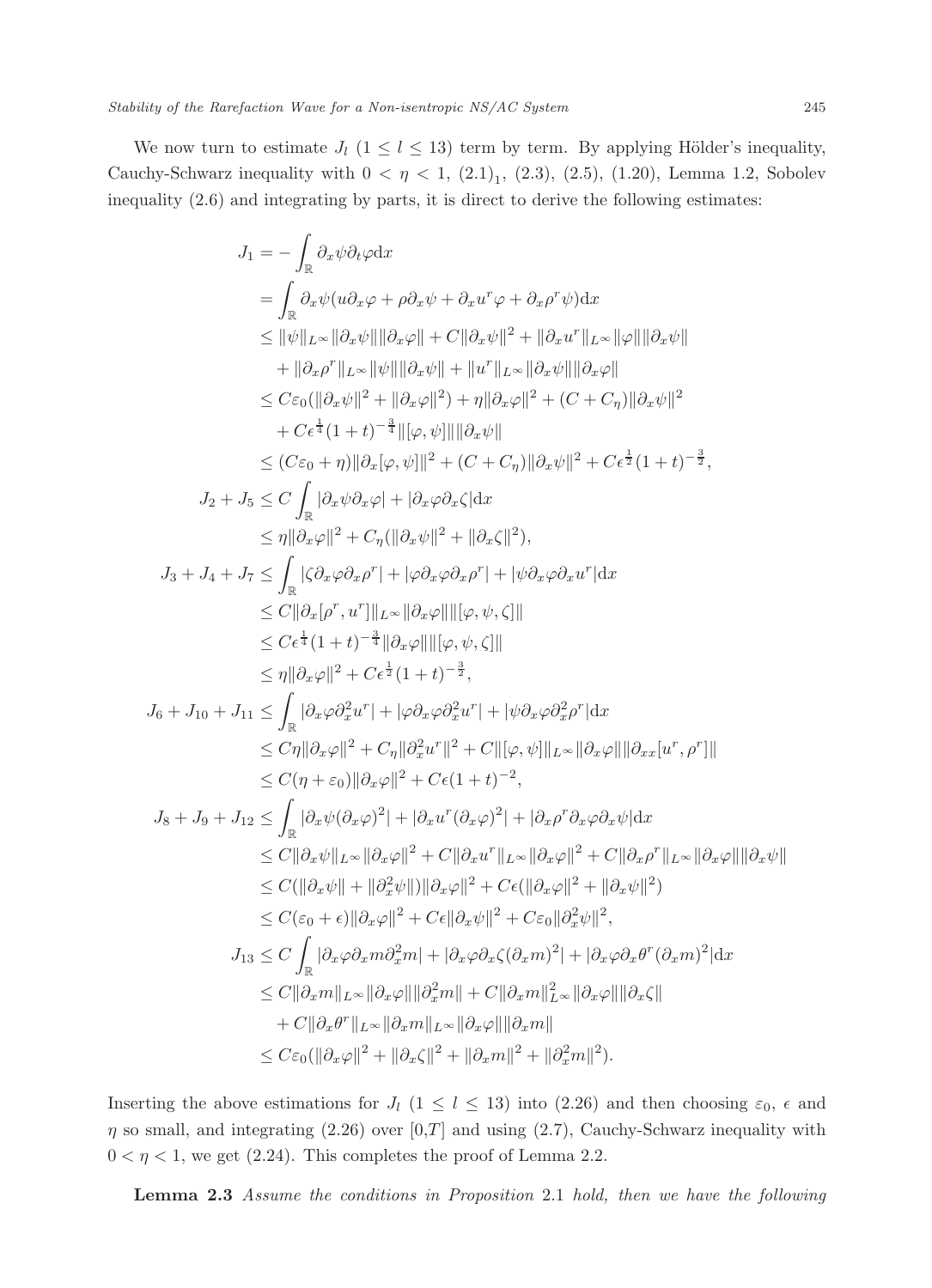We now turn to estimate $J_l$ $(1 \leq l \leq 13)$ term by term. By applying Hölder's inequality, Cauchy-Schwarz inequality with $0 < \eta < 1$, $(2.1)_1$, (2.3), (2.5), (1.20), Lemma 1.2, Sobolev inequality (2.6) and integrating by parts, it is direct to derive the following estimates:

$$
\begin{aligned}
J_1 &= -\int_{\mathbb{R}} \partial_x \psi \partial_t \varphi \mathrm{d}x \\
&= \int_{\mathbb{R}} \partial_x \psi (u \partial_x \varphi + \rho \partial_x \psi + \partial_x u^r \varphi + \partial_x \rho^r \psi) \mathrm{d}x \\
&\leq \|\psi\|_{L^\infty} \|\partial_x \psi\| \|\partial_x \varphi\| + C\|\partial_x \psi\|^2 + \|\partial_x u^r\|_{L^\infty} \|\varphi\| \|\partial_x \psi\| \\
&\quad + \|\partial_x \rho^r\|_{L^\infty} \|\psi\| \|\partial_x \psi\| + \|u^r\|_{L^\infty} \|\partial_x \psi\| \|\partial_x \varphi\| \\
&\leq C\varepsilon_0 (\|\partial_x \psi\|^2 + \|\partial_x \varphi\|^2) + \eta \|\partial_x \varphi\|^2 + (C + C_\eta) \|\partial_x \psi\|^2 \\
&\quad + C\epsilon^{\frac{1}{4}} (1+t)^{-\frac{3}{4}} \|[\varphi, \psi]\| \|\partial_x \psi\| \\
&\leq (C\varepsilon_0 + \eta) \|\partial_x [\varphi, \psi]\|^2 + (C + C_\eta) \|\partial_x \psi\|^2 + C\epsilon^{\frac{1}{2}} (1+t)^{-\frac{3}{2}}, \\
J_2 + J_5 &\leq C \int_{\mathbb{R}} |\partial_x \psi \partial_x \varphi| + |\partial_x \varphi \partial_x \zeta| \mathrm{d}x \\
&\leq \eta \|\partial_x \varphi\|^2 + C_\eta (\|\partial_x \psi\|^2 + \|\partial_x \zeta\|^2), \\
J_3 + J_4 + J_7 &\leq \int_{\mathbb{R}} |\zeta \partial_x \varphi \partial_x \rho^r| + |\varphi \partial_x \varphi \partial_x \rho^r| + |\psi \partial_x \varphi \partial_x u^r| \mathrm{d}x \\
&\leq C \|\partial_x [\rho^r, u^r]\|_{L^\infty} \|\partial_x \varphi\| \|[\varphi, \psi, \zeta]\| \\
&\leq C\epsilon^{\frac{1}{4}} (1+t)^{-\frac{3}{4}} \|\partial_x \varphi\| \|[\varphi, \psi, \zeta]\| \\
&\leq \eta \|\partial_x \varphi\|^2 + C\epsilon^{\frac{1}{2}} (1+t)^{-\frac{3}{2}}, \\
J_6 + J_{10} + J_{11} &\leq \int_{\mathbb{R}} |\partial_x \varphi \partial_x^2 u^r| + |\varphi \partial_x \varphi \partial_x^2 u^r| + |\psi \partial_x \varphi \partial_x^2 \rho^r| \mathrm{d}x \\
&\leq C\eta \|\partial_x \varphi\|^2 + C_\eta \|\partial_x^2 u^r\|^2 + C\|[\varphi, \psi]\|_{L^\infty} \|\partial_x \varphi\| \|\partial_{xx} [u^r, \rho^r]\| \\
&\leq C(\eta + \varepsilon_0) \|\partial_x \varphi\|^2 + C\epsilon (1+t)^{-2}, \\
J_8 + J_9 + J_{12} &\leq \int_{\mathbb{R}} |\partial_x \psi (\partial_x \varphi)^2| + |\partial_x u^r (\partial_x \varphi)^2| + |\partial_x \rho^r \partial_x \varphi \partial_x \psi| \mathrm{d}x \\
&\leq C \|\partial_x \psi\|_{L^\infty} \|\partial_x \varphi\|^2 + C \|\partial_x u^r\|_{L^\infty} \|\partial_x \varphi\|^2 + C \|\partial_x \rho^r\|_{L^\infty} \|\partial_x \varphi\| \|\partial_x \psi\| \\
&\leq C(\|\partial_x \psi\| + \|\partial_x^2 \psi\|) \|\partial_x \varphi\|^2 + C\epsilon (\|\partial_x \varphi\|^2 + \|\partial_x \psi\|^2) \\
&\leq C(\varepsilon_0 + \epsilon) \|\partial_x \varphi\|^2 + C\epsilon \|\partial_x \psi\|^2 + C\varepsilon_0 \|\partial_x^2 \psi\|^2, \\
J_{13} &\leq C \int_{\mathbb{R}} |\partial_x \varphi \partial_x m \partial_x^2 m| + |\partial_x \varphi \partial_x \zeta (\partial_x m)^2| + |\partial_x \varphi \partial_x \theta^r (\partial_x m)^2| \mathrm{d}x \\
&\leq C \|\partial_x m\|_{L^\infty} \|\partial_x \varphi\| \|\partial_x^2 m\| + C \|\partial_x m\|_{L^\infty}^2 \|\partial_x \varphi\| \|\partial_x \zeta\| \\
&\quad + C \|\partial_x \theta^r\|_{L^\infty} \|\partial_x m\|_{L^\infty} \|\partial_x \varphi\| \|\partial_x m\| \\
&\leq C\varepsilon_0 (\|\partial_x \varphi\|^2 + \|\partial_x \zeta\|^2 + \|\partial_x m\|^2 + \|\partial_x^2 m\|^2).
\end{aligned}
$$

Inserting the above estimations for $J_l$ $(1 \leq l \leq 13)$ into (2.26) and then choosing $\varepsilon_0$, $\epsilon$ and $\eta$ so small, and integrating (2.26) over $[0,T]$ and using (2.7), Cauchy-Schwarz inequality with $0 < \eta < 1$, we get (2.24). This completes the proof of Lemma 2.2.

**Lemma 2.3** *Assume the conditions in Proposition* 2.1 *hold, then we have the following*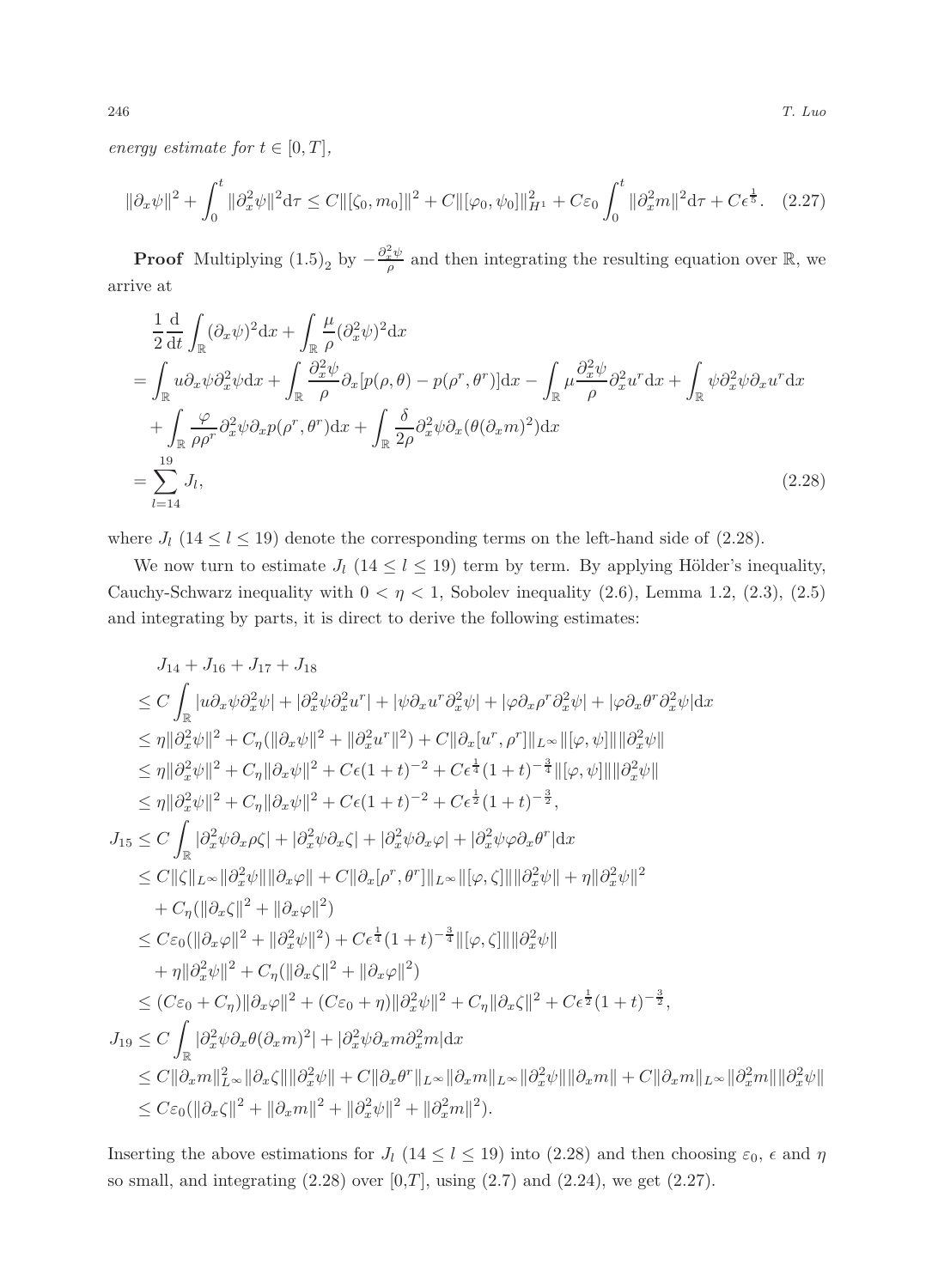*energy estimate for* $t \in [0,T]$,

$$\|\partial_x\psi\|^2 + \int_0^t \|\partial_x^2\psi\|^2 \mathrm{d}\tau \le C\|[\zeta_0, m_0]\|^2 + C\|[\varphi_0,\psi_0]\|_{H^1}^2 + C\varepsilon_0 \int_0^t \|\partial_x^2 m\|^2 \mathrm{d}\tau + C\epsilon^{\frac{1}{5}}. \quad (2.27)$$

**Proof** Multiplying $(1.5)_2$ by $-\frac{\partial_x^2\psi}{\rho}$ and then integrating the resulting equation over $\mathbb{R}$, we arrive at

$$\begin{aligned}
&\frac{1}{2}\frac{\mathrm{d}}{\mathrm{d}t}\int_{\mathbb{R}} (\partial_x\psi)^2 \mathrm{d}x + \int_{\mathbb{R}} \frac{\mu}{\rho}(\partial_x^2\psi)^2 \mathrm{d}x \\
&= \int_{\mathbb{R}} u\partial_x\psi\partial_x^2\psi \mathrm{d}x + \int_{\mathbb{R}} \frac{\partial_x^2\psi}{\rho}\partial_x[p(\rho,\theta) - p(\rho^r,\theta^r)]\mathrm{d}x - \int_{\mathbb{R}} \mu\frac{\partial_x^2\psi}{\rho}\partial_x^2 u^r \mathrm{d}x + \int_{\mathbb{R}} \psi\partial_x^2\psi\partial_x u^r \mathrm{d}x \\
&\quad + \int_{\mathbb{R}} \frac{\varphi}{\rho\rho^r}\partial_x^2\psi\partial_x p(\rho^r,\theta^r)\mathrm{d}x + \int_{\mathbb{R}} \frac{\delta}{2\rho}\partial_x^2\psi\partial_x(\theta(\partial_x m)^2)\mathrm{d}x \\
&= \sum_{l=14}^{19} J_l,
\end{aligned} \quad (2.28)$$

where $J_l$ $(14 \le l \le 19)$ denote the corresponding terms on the left-hand side of (2.28).

We now turn to estimate $J_l$ $(14 \le l \le 19)$ term by term. By applying Hölder's inequality, Cauchy-Schwarz inequality with $0 < \eta < 1$, Sobolev inequality (2.6), Lemma 1.2, (2.3), (2.5) and integrating by parts, it is direct to derive the following estimates:

$$\begin{aligned}
&J_{14} + J_{16} + J_{17} + J_{18} \\
&\le C\int_{\mathbb{R}} |u\partial_x\psi\partial_x^2\psi| + |\partial_x^2\psi\partial_x^2 u^r| + |\psi\partial_x u^r\partial_x^2\psi| + |\varphi\partial_x\rho^r\partial_x^2\psi| + |\varphi\partial_x\theta^r\partial_x^2\psi|\mathrm{d}x \\
&\le \eta\|\partial_x^2\psi\|^2 + C_\eta(\|\partial_x\psi\|^2 + \|\partial_x^2 u^r\|^2) + C\|\partial_x[u^r,\rho^r]\|_{L^\infty}\|[\varphi,\psi]\|\|\partial_x^2\psi\| \\
&\le \eta\|\partial_x^2\psi\|^2 + C_\eta\|\partial_x\psi\|^2 + C\epsilon(1+t)^{-2} + C\epsilon^{\frac{1}{4}}(1+t)^{-\frac{3}{4}}\|[\varphi,\psi]\|\|\partial_x^2\psi\| \\
&\le \eta\|\partial_x^2\psi\|^2 + C_\eta\|\partial_x\psi\|^2 + C\epsilon(1+t)^{-2} + C\epsilon^{\frac{1}{2}}(1+t)^{-\frac{3}{2}}, \\
&J_{15} \le C\int_{\mathbb{R}} |\partial_x^2\psi\partial_x\rho\zeta| + |\partial_x^2\psi\partial_x\zeta| + |\partial_x^2\psi\partial_x\varphi| + |\partial_x^2\psi\varphi\partial_x\theta^r|\mathrm{d}x \\
&\le C\|\zeta\|_{L^\infty}\|\partial_x^2\psi\|\|\partial_x\varphi\| + C\|\partial_x[\rho^r,\theta^r]\|_{L^\infty}\|[\varphi,\zeta]\|\|\partial_x^2\psi\| + \eta\|\partial_x^2\psi\|^2 \\
&\quad + C_\eta(\|\partial_x\zeta\|^2 + \|\partial_x\varphi\|^2) \\
&\le C\varepsilon_0(\|\partial_x\varphi\|^2 + \|\partial_x^2\psi\|^2) + C\epsilon^{\frac{1}{4}}(1+t)^{-\frac{3}{4}}\|[\varphi,\zeta]\|\|\partial_x^2\psi\| \\
&\quad + \eta\|\partial_x^2\psi\|^2 + C_\eta(\|\partial_x\zeta\|^2 + \|\partial_x\varphi\|^2) \\
&\le (C\varepsilon_0 + C_\eta)\|\partial_x\varphi\|^2 + (C\varepsilon_0 + \eta)\|\partial_x^2\psi\|^2 + C_\eta\|\partial_x\zeta\|^2 + C\epsilon^{\frac{1}{2}}(1+t)^{-\frac{3}{2}}, \\
&J_{19} \le C\int_{\mathbb{R}} |\partial_x^2\psi\partial_x\theta(\partial_x m)^2| + |\partial_x^2\psi\partial_x m\partial_x^2 m|\mathrm{d}x \\
&\le C\|\partial_x m\|_{L^\infty}^2\|\partial_x\zeta\|\|\partial_x^2\psi\| + C\|\partial_x\theta^r\|_{L^\infty}\|\partial_x m\|_{L^\infty}\|\partial_x^2\psi\|\|\partial_x m\| + C\|\partial_x m\|_{L^\infty}\|\partial_x^2 m\|\|\partial_x^2\psi\| \\
&\le C\varepsilon_0(\|\partial_x\zeta\|^2 + \|\partial_x m\|^2 + \|\partial_x^2\psi\|^2 + \|\partial_x^2 m\|^2).
\end{aligned}$$

Inserting the above estimations for $J_l$ $(14 \le l \le 19)$ into (2.28) and then choosing $\varepsilon_0$, $\epsilon$ and $\eta$ so small, and integrating (2.28) over $[0,T]$, using (2.7) and (2.24), we get (2.27).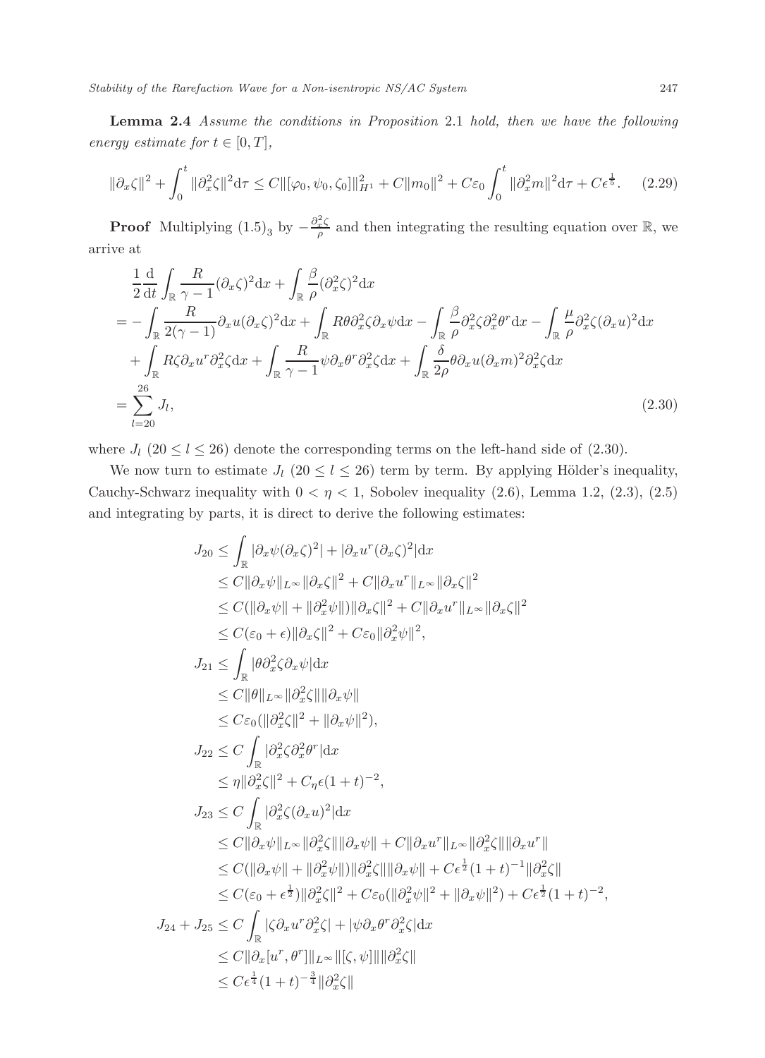**Lemma 2.4** *Assume the conditions in Proposition* 2.1 *hold, then we have the following energy estimate for* $t \in [0, T]$,

$$
\|\partial_x \zeta\|^2 + \int_0^t \|\partial_x^2 \zeta\|^2 \mathrm{d}\tau \le C\|[\varphi_0, \psi_0, \zeta_0]\|_{H^1}^2 + C\|m_0\|^2 + C\varepsilon_0 \int_0^t \|\partial_x^2 m\|^2 \mathrm{d}\tau + C\epsilon^{\frac{1}{5}}. \tag{2.29}
$$

**Proof** Multiplying $(1.5)_3$ by $-\frac{\partial_x^2 \zeta}{\rho}$ and then integrating the resulting equation over $\mathbb{R}$, we arrive at

$$
\begin{aligned}
&\frac{1}{2}\frac{\mathrm{d}}{\mathrm{d}t}\int_{\mathbb{R}} \frac{R}{\gamma - 1}(\partial_x \zeta)^2 \mathrm{d}x + \int_{\mathbb{R}} \frac{\beta}{\rho}(\partial_x^2 \zeta)^2 \mathrm{d}x \\
=& -\int_{\mathbb{R}} \frac{R}{2(\gamma-1)} \partial_x u (\partial_x \zeta)^2 \mathrm{d}x + \int_{\mathbb{R}} R\theta \partial_x^2 \zeta \partial_x \psi \mathrm{d}x - \int_{\mathbb{R}} \frac{\beta}{\rho} \partial_x^2 \zeta \partial_x^2 \theta^r \mathrm{d}x - \int_{\mathbb{R}} \frac{\mu}{\rho} \partial_x^2 \zeta (\partial_x u)^2 \mathrm{d}x \\
&+ \int_{\mathbb{R}} R\zeta \partial_x u^r \partial_x^2 \zeta \mathrm{d}x + \int_{\mathbb{R}} \frac{R}{\gamma - 1} \psi \partial_x \theta^r \partial_x^2 \zeta \mathrm{d}x + \int_{\mathbb{R}} \frac{\delta}{2\rho} \theta \partial_x u (\partial_x m)^2 \partial_x^2 \zeta \mathrm{d}x \\
=& \sum_{l=20}^{26} J_l,
\end{aligned} \tag{2.30}
$$

where $J_l$ $(20 \le l \le 26)$ denote the corresponding terms on the left-hand side of (2.30).

We now turn to estimate $J_l$ $(20 \le l \le 26)$ term by term. By applying Hölder's inequality, Cauchy-Schwarz inequality with $0 < \eta < 1$, Sobolev inequality (2.6), Lemma 1.2, (2.3), (2.5) and integrating by parts, it is direct to derive the following estimates:

$$
\begin{aligned}
J_{20} &\le \int_{\mathbb{R}} |\partial_x \psi (\partial_x \zeta)^2| + |\partial_x u^r (\partial_x \zeta)^2| \mathrm{d}x \\
&\le C\|\partial_x \psi\|_{L^\infty} \|\partial_x \zeta\|^2 + C\|\partial_x u^r\|_{L^\infty} \|\partial_x \zeta\|^2 \\
&\le C(\|\partial_x \psi\| + \|\partial_x^2 \psi\|)\|\partial_x \zeta\|^2 + C\|\partial_x u^r\|_{L^\infty} \|\partial_x \zeta\|^2 \\
&\le C(\varepsilon_0 + \epsilon)\|\partial_x \zeta\|^2 + C\varepsilon_0 \|\partial_x^2 \psi\|^2, \\
J_{21} &\le \int_{\mathbb{R}} |\theta \partial_x^2 \zeta \partial_x \psi| \mathrm{d}x \\
&\le C\|\theta\|_{L^\infty} \|\partial_x^2 \zeta\| \|\partial_x \psi\| \\
&\le C\varepsilon_0 (\|\partial_x^2 \zeta\|^2 + \|\partial_x \psi\|^2), \\
J_{22} &\le C\int_{\mathbb{R}} |\partial_x^2 \zeta \partial_x^2 \theta^r| \mathrm{d}x \\
&\le \eta \|\partial_x^2 \zeta\|^2 + C_\eta \epsilon (1+t)^{-2}, \\
J_{23} &\le C\int_{\mathbb{R}} |\partial_x^2 \zeta (\partial_x u)^2| \mathrm{d}x \\
&\le C\|\partial_x \psi\|_{L^\infty} \|\partial_x^2 \zeta\| \|\partial_x \psi\| + C\|\partial_x u^r\|_{L^\infty} \|\partial_x^2 \zeta\| \|\partial_x u^r\| \\
&\le C(\|\partial_x \psi\| + \|\partial_x^2 \psi\|)\|\partial_x^2 \zeta\| \|\partial_x \psi\| + C\epsilon^{\frac{1}{2}}(1+t)^{-1}\|\partial_x^2 \zeta\| \\
&\le C(\varepsilon_0 + \epsilon^{\frac{1}{2}})\|\partial_x^2 \zeta\|^2 + C\varepsilon_0 (\|\partial_x^2 \psi\|^2 + \|\partial_x \psi\|^2) + C\epsilon^{\frac{1}{2}}(1+t)^{-2}, \\
J_{24} + J_{25} &\le C\int_{\mathbb{R}} |\zeta \partial_x u^r \partial_x^2 \zeta| + |\psi \partial_x \theta^r \partial_x^2 \zeta| \mathrm{d}x \\
&\le C\|\partial_x [u^r, \theta^r]\|_{L^\infty} \|[\zeta, \psi]\| \|\partial_x^2 \zeta\| \\
&\le C\epsilon^{\frac{1}{4}}(1+t)^{-\frac{3}{4}} \|\partial_x^2 \zeta\|
\end{aligned}
$$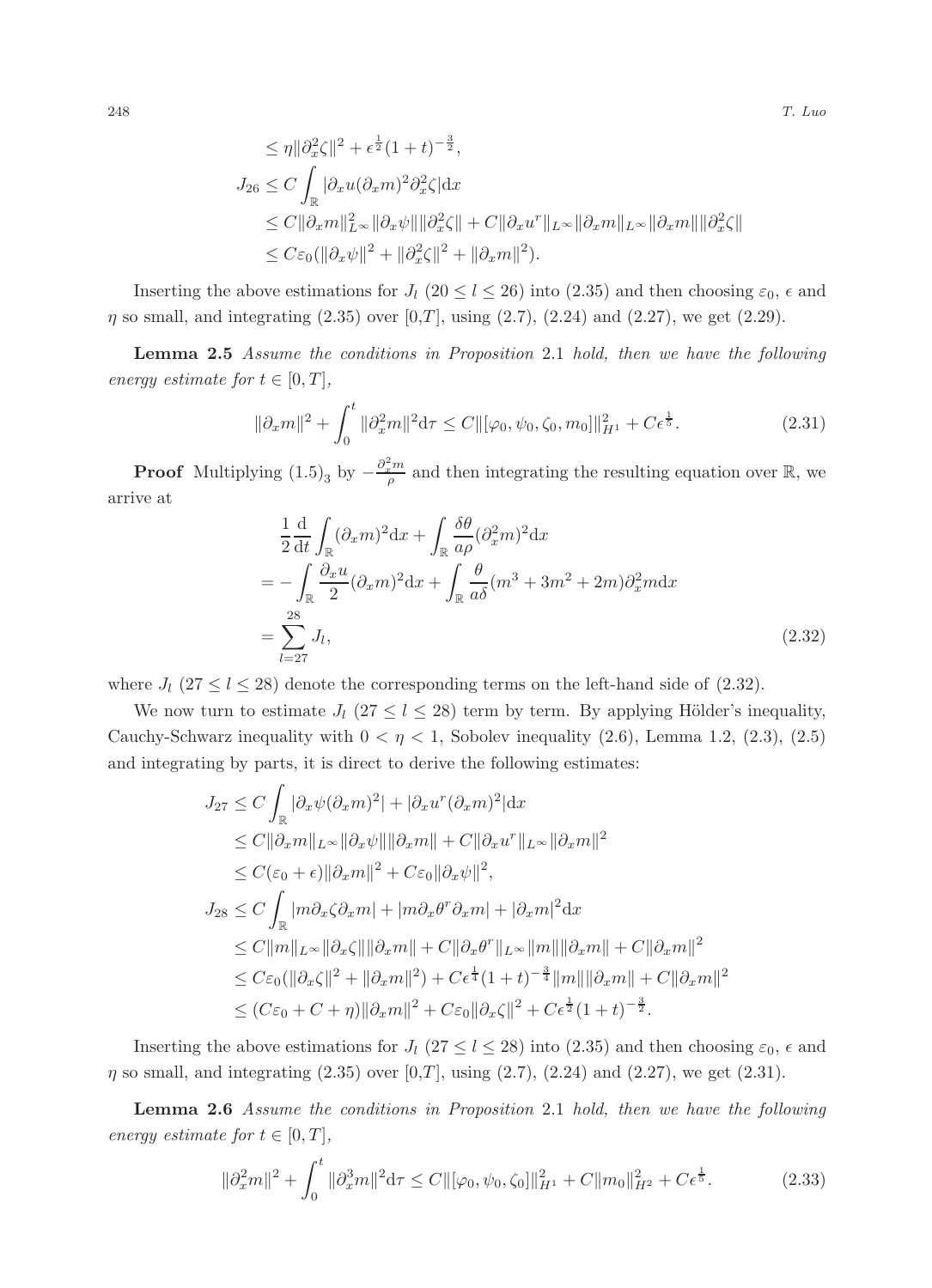$$
\begin{aligned}
&\leq \eta\|\partial_x^2\zeta\|^2 + \epsilon^{\frac{1}{2}}(1+t)^{-\frac{3}{2}},\\
J_{26} &\leq C\int_{\mathbb{R}} |\partial_x u(\partial_x m)^2\partial_x^2\zeta|\mathrm{d}x\\
&\leq C\|\partial_x m\|_{L^\infty}^2\|\partial_x\psi\|\|\partial_x^2\zeta\| + C\|\partial_x u^r\|_{L^\infty}\|\partial_x m\|_{L^\infty}\|\partial_x m\|\|\partial_x^2\zeta\|\\
&\leq C\varepsilon_0(\|\partial_x\psi\|^2 + \|\partial_x^2\zeta\|^2 + \|\partial_x m\|^2).
\end{aligned}
$$

Inserting the above estimations for $J_l$ $(20 \leq l \leq 26)$ into (2.35) and then choosing $\varepsilon_0$, $\epsilon$ and $\eta$ so small, and integrating (2.35) over $[0,T]$, using (2.7), (2.24) and (2.27), we get (2.29).

**Lemma 2.5** *Assume the conditions in Proposition* 2.1 *hold, then we have the following energy estimate for $t \in [0,T]$,*

$$
\|\partial_x m\|^2 + \int_0^t \|\partial_x^2 m\|^2\mathrm{d}\tau \leq C\|[\varphi_0,\psi_0,\zeta_0,m_0]\|_{H^1}^2 + C\epsilon^{\frac{1}{5}}. \tag{2.31}
$$

**Proof** Multiplying $(1.5)_3$ by $-\frac{\partial_x^2 m}{\rho}$ and then integrating the resulting equation over $\mathbb{R}$, we arrive at

$$
\begin{aligned}
&\frac{1}{2}\frac{\mathrm{d}}{\mathrm{d}t}\int_{\mathbb{R}}(\partial_x m)^2\mathrm{d}x + \int_{\mathbb{R}}\frac{\delta\theta}{a\rho}(\partial_x^2 m)^2\mathrm{d}x\\
=& -\int_{\mathbb{R}}\frac{\partial_x u}{2}(\partial_x m)^2\mathrm{d}x + \int_{\mathbb{R}}\frac{\theta}{a\delta}(m^3+3m^2+2m)\partial_x^2 m\mathrm{d}x\\
=& \sum_{l=27}^{28} J_l,
\end{aligned} \tag{2.32}
$$

where $J_l$ $(27 \leq l \leq 28)$ denote the corresponding terms on the left-hand side of (2.32).

We now turn to estimate $J_l$ $(27 \leq l \leq 28)$ term by term. By applying Hölder's inequality, Cauchy-Schwarz inequality with $0 < \eta < 1$, Sobolev inequality (2.6), Lemma 1.2, (2.3), (2.5) and integrating by parts, it is direct to derive the following estimates:

$$
\begin{aligned}
J_{27} &\leq C\int_{\mathbb{R}} |\partial_x\psi(\partial_x m)^2| + |\partial_x u^r(\partial_x m)^2|\mathrm{d}x\\
&\leq C\|\partial_x m\|_{L^\infty}\|\partial_x\psi\|\|\partial_x m\| + C\|\partial_x u^r\|_{L^\infty}\|\partial_x m\|^2\\
&\leq C(\varepsilon_0+\epsilon)\|\partial_x m\|^2 + C\varepsilon_0\|\partial_x\psi\|^2,\\
J_{28} &\leq C\int_{\mathbb{R}} |m\partial_x\zeta\partial_x m| + |m\partial_x\theta^r\partial_x m| + |\partial_x m|^2\mathrm{d}x\\
&\leq C\|m\|_{L^\infty}\|\partial_x\zeta\|\|\partial_x m\| + C\|\partial_x\theta^r\|_{L^\infty}\|m\|\|\partial_x m\| + C\|\partial_x m\|^2\\
&\leq C\varepsilon_0(\|\partial_x\zeta\|^2 + \|\partial_x m\|^2) + C\epsilon^{\frac{1}{4}}(1+t)^{-\frac{3}{4}}\|m\|\|\partial_x m\| + C\|\partial_x m\|^2\\
&\leq (C\varepsilon_0 + C + \eta)\|\partial_x m\|^2 + C\varepsilon_0\|\partial_x\zeta\|^2 + C\epsilon^{\frac{1}{2}}(1+t)^{-\frac{3}{2}}.
\end{aligned}
$$

Inserting the above estimations for $J_l$ $(27 \leq l \leq 28)$ into (2.35) and then choosing $\varepsilon_0$, $\epsilon$ and $\eta$ so small, and integrating (2.35) over $[0,T]$, using (2.7), (2.24) and (2.27), we get (2.31).

**Lemma 2.6** *Assume the conditions in Proposition* 2.1 *hold, then we have the following energy estimate for $t \in [0,T]$,*

$$
\|\partial_x^2 m\|^2 + \int_0^t \|\partial_x^3 m\|^2\mathrm{d}\tau \leq C\|[\varphi_0,\psi_0,\zeta_0]\|_{H^1}^2 + C\|m_0\|_{H^2}^2 + C\epsilon^{\frac{1}{5}}. \tag{2.33}
$$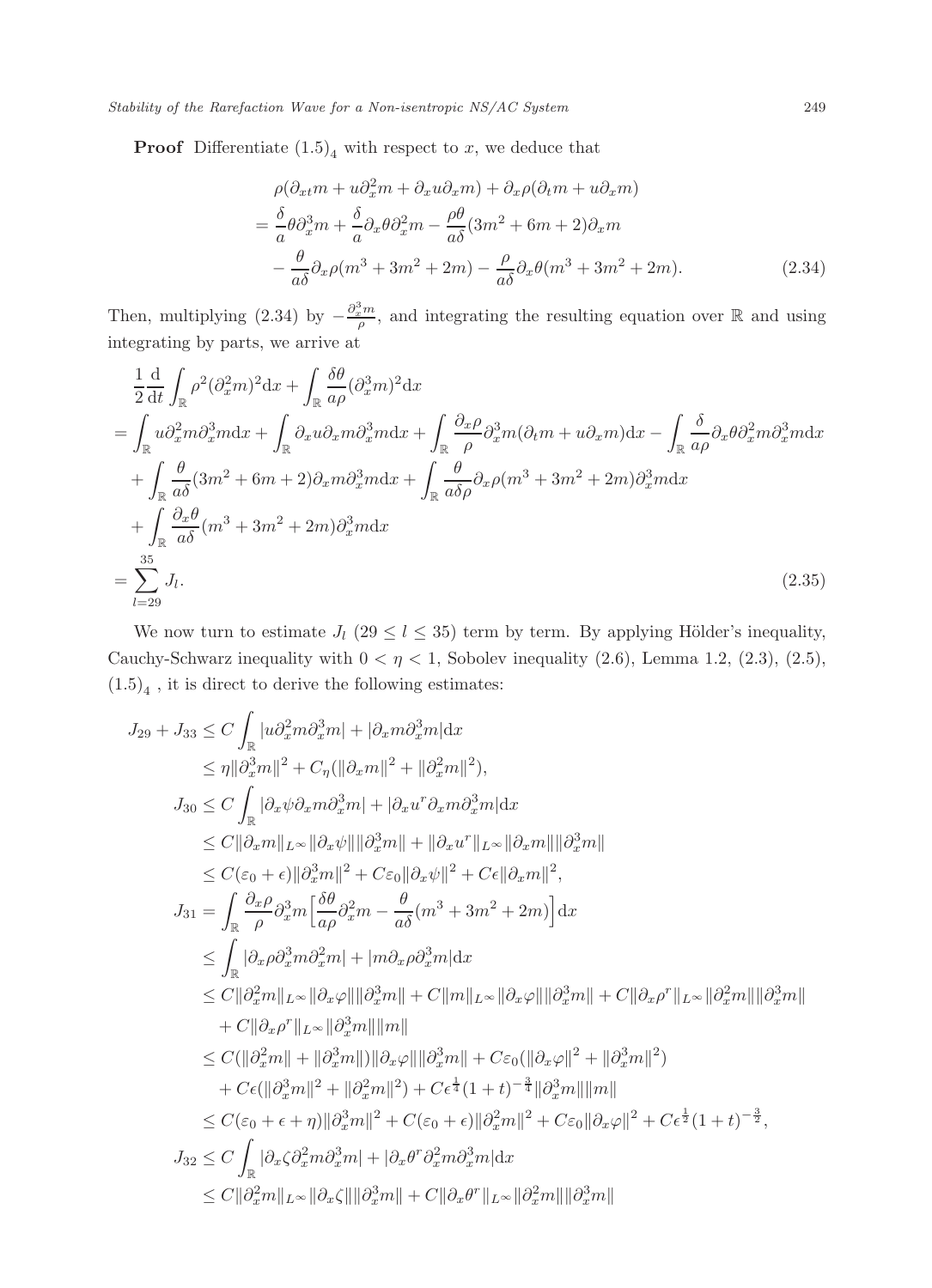**Proof** Differentiate $(1.5)_4$ with respect to $x$, we deduce that

$$
\begin{aligned}
&\rho(\partial_{xt}m + u\partial_x^2 m + \partial_x u\partial_x m) + \partial_x\rho(\partial_t m + u\partial_x m) \\
&= \frac{\delta}{a}\theta\partial_x^3 m + \frac{\delta}{a}\partial_x\theta\partial_x^2 m - \frac{\rho\theta}{a\delta}(3m^2+6m+2)\partial_x m \\
&\quad - \frac{\theta}{a\delta}\partial_x\rho(m^3+3m^2+2m) - \frac{\rho}{a\delta}\partial_x\theta(m^3+3m^2+2m). \qquad (2.34)
\end{aligned}
$$

Then, multiplying (2.34) by $-\frac{\partial_x^3 m}{\rho}$, and integrating the resulting equation over $\mathbb{R}$ and using integrating by parts, we arrive at

$$
\begin{aligned}
&\frac{1}{2}\frac{\mathrm{d}}{\mathrm{d}t}\int_{\mathbb{R}}\rho^2(\partial_x^2 m)^2\mathrm{d}x + \int_{\mathbb{R}}\frac{\delta\theta}{a\rho}(\partial_x^3 m)^2\mathrm{d}x \\
&= \int_{\mathbb{R}} u\partial_x^2 m\partial_x^3 m\mathrm{d}x + \int_{\mathbb{R}}\partial_x u\partial_x m\partial_x^3 m\mathrm{d}x + \int_{\mathbb{R}}\frac{\partial_x\rho}{\rho}\partial_x^3 m(\partial_t m + u\partial_x m)\mathrm{d}x - \int_{\mathbb{R}}\frac{\delta}{a\rho}\partial_x\theta\partial_x^2 m\partial_x^3 m\mathrm{d}x \\
&\quad + \int_{\mathbb{R}}\frac{\theta}{a\delta}(3m^2+6m+2)\partial_x m\partial_x^3 m\mathrm{d}x + \int_{\mathbb{R}}\frac{\theta}{a\delta\rho}\partial_x\rho(m^3+3m^2+2m)\partial_x^3 m\mathrm{d}x \\
&\quad + \int_{\mathbb{R}}\frac{\partial_x\theta}{a\delta}(m^3+3m^2+2m)\partial_x^3 m\mathrm{d}x \\
&= \sum_{l=29}^{35} J_l. \qquad (2.35)
\end{aligned}
$$

We now turn to estimate $J_l$ $(29 \le l \le 35)$ term by term. By applying Hölder's inequality, Cauchy-Schwarz inequality with $0 < \eta < 1$, Sobolev inequality (2.6), Lemma 1.2, (2.3), (2.5), $(1.5)_4$ , it is direct to derive the following estimates:

$$
\begin{aligned}
J_{29} + J_{33} &\le C\int_{\mathbb{R}}|u\partial_x^2 m\partial_x^3 m| + |\partial_x m\partial_x^3 m|\mathrm{d}x \\
&\le \eta\|\partial_x^3 m\|^2 + C_\eta(\|\partial_x m\|^2 + \|\partial_x^2 m\|^2), \\
J_{30} &\le C\int_{\mathbb{R}}|\partial_x\psi\partial_x m\partial_x^3 m| + |\partial_x u^r\partial_x m\partial_x^3 m|\mathrm{d}x \\
&\le C\|\partial_x m\|_{L^\infty}\|\partial_x\psi\|\|\partial_x^3 m\| + \|\partial_x u^r\|_{L^\infty}\|\partial_x m\|\|\partial_x^3 m\| \\
&\le C(\varepsilon_0 + \epsilon)\|\partial_x^3 m\|^2 + C\varepsilon_0\|\partial_x\psi\|^2 + C\epsilon\|\partial_x m\|^2, \\
J_{31} &= \int_{\mathbb{R}}\frac{\partial_x\rho}{\rho}\partial_x^3 m\Big[\frac{\delta\theta}{a\rho}\partial_x^2 m - \frac{\theta}{a\delta}(m^3+3m^2+2m)\Big]\mathrm{d}x \\
&\le \int_{\mathbb{R}}|\partial_x\rho\partial_x^3 m\partial_x^2 m| + |m\partial_x\rho\partial_x^3 m|\mathrm{d}x \\
&\le C\|\partial_x^2 m\|_{L^\infty}\|\partial_x\varphi\|\|\partial_x^3 m\| + C\|m\|_{L^\infty}\|\partial_x\varphi\|\|\partial_x^3 m\| + C\|\partial_x\rho^r\|_{L^\infty}\|\partial_x^2 m\|\|\partial_x^3 m\| \\
&\quad + C\|\partial_x\rho^r\|_{L^\infty}\|\partial_x^3 m\|\|m\| \\
&\le C(\|\partial_x^2 m\| + \|\partial_x^3 m\|)\|\partial_x\varphi\|\|\partial_x^3 m\| + C\varepsilon_0(\|\partial_x\varphi\|^2 + \|\partial_x^3 m\|^2) \\
&\quad + C\epsilon(\|\partial_x^3 m\|^2 + \|\partial_x^2 m\|^2) + C\epsilon^{\frac{1}{4}}(1+t)^{-\frac{3}{4}}\|\partial_x^3 m\|\|m\| \\
&\le C(\varepsilon_0 + \epsilon + \eta)\|\partial_x^3 m\|^2 + C(\varepsilon_0 + \epsilon)\|\partial_x^2 m\|^2 + C\varepsilon_0\|\partial_x\varphi\|^2 + C\epsilon^{\frac{1}{2}}(1+t)^{-\frac{3}{2}}, \\
J_{32} &\le C\int_{\mathbb{R}}|\partial_x\zeta\partial_x^2 m\partial_x^3 m| + |\partial_x\theta^r\partial_x^2 m\partial_x^3 m|\mathrm{d}x \\
&\le C\|\partial_x^2 m\|_{L^\infty}\|\partial_x\zeta\|\|\partial_x^3 m\| + C\|\partial_x\theta^r\|_{L^\infty}\|\partial_x^2 m\|\|\partial_x^3 m\|
\end{aligned}
$$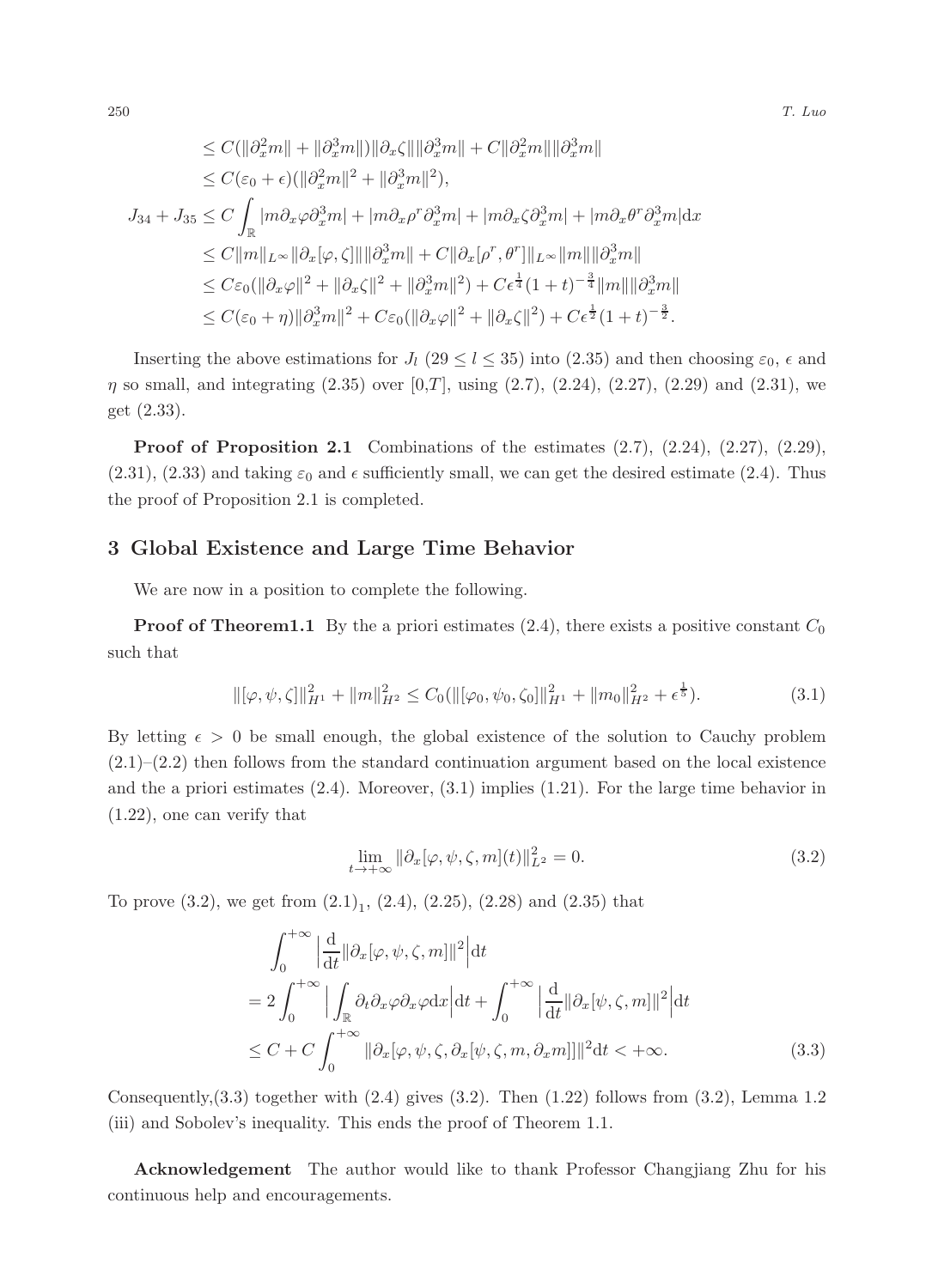$$
\begin{aligned}
&\le C(\|\partial_x^2 m\| + \|\partial_x^3 m\|)\|\partial_x\zeta\|\|\partial_x^3 m\| + C\|\partial_x^2 m\|\|\partial_x^3 m\| \\
&\le C(\varepsilon_0+\epsilon)(\|\partial_x^2 m\|^2 + \|\partial_x^3 m\|^2),
\end{aligned}
$$

$$
\begin{aligned}
J_{34}+J_{35} &\le C\int_{\mathbb{R}} |m\partial_x\varphi\partial_x^3 m| + |m\partial_x\rho^r\partial_x^3 m| + |m\partial_x\zeta\partial_x^3 m| + |m\partial_x\theta^r\partial_x^3 m|\mathrm{d}x \\
&\le C\|m\|_{L^\infty}\|\partial_x[\varphi,\zeta]\|\|\partial_x^3 m\| + C\|\partial_x[\rho^r,\theta^r]\|_{L^\infty}\|m\|\|\partial_x^3 m\| \\
&\le C\varepsilon_0(\|\partial_x\varphi\|^2 + \|\partial_x\zeta\|^2 + \|\partial_x^3 m\|^2) + C\epsilon^{\frac{1}{4}}(1+t)^{-\frac{3}{4}}\|m\|\|\partial_x^3 m\| \\
&\le C(\varepsilon_0+\eta)\|\partial_x^3 m\|^2 + C\varepsilon_0(\|\partial_x\varphi\|^2 + \|\partial_x\zeta\|^2) + C\epsilon^{\frac{1}{2}}(1+t)^{-\frac{3}{2}}.
\end{aligned}
$$

Inserting the above estimations for $J_l$ ($29 \le l \le 35$) into (2.35) and then choosing $\varepsilon_0$, $\epsilon$ and $\eta$ so small, and integrating (2.35) over [0,$T$], using (2.7), (2.24), (2.27), (2.29) and (2.31), we get (2.33).

**Proof of Proposition 2.1** Combinations of the estimates (2.7), (2.24), (2.27), (2.29), (2.31), (2.33) and taking $\varepsilon_0$ and $\epsilon$ sufficiently small, we can get the desired estimate (2.4). Thus the proof of Proposition 2.1 is completed.

## 3 Global Existence and Large Time Behavior

We are now in a position to complete the following.

**Proof of Theorem1.1** By the a priori estimates (2.4), there exists a positive constant $C_0$ such that

$$
\|[\varphi,\psi,\zeta]\|_{H^1}^2 + \|m\|_{H^2}^2 \le C_0(\|[\varphi_0,\psi_0,\zeta_0]\|_{H^1}^2 + \|m_0\|_{H^2}^2 + \epsilon^{\frac{1}{5}}). \tag{3.1}
$$

By letting $\epsilon > 0$ be small enough, the global existence of the solution to Cauchy problem (2.1)–(2.2) then follows from the standard continuation argument based on the local existence and the a priori estimates (2.4). Moreover, (3.1) implies (1.21). For the large time behavior in (1.22), one can verify that

$$
\lim_{t\to+\infty}\|\partial_x[\varphi,\psi,\zeta,m](t)\|_{L^2}^2 = 0. \tag{3.2}
$$

To prove (3.2), we get from $(2.1)_1$, (2.4), (2.25), (2.28) and (2.35) that

$$
\begin{aligned}
&\int_0^{+\infty}\Big|\frac{\mathrm{d}}{\mathrm{d}t}\|\partial_x[\varphi,\psi,\zeta,m]\|^2\Big|\mathrm{d}t \\
&= 2\int_0^{+\infty}\Big|\int_{\mathbb{R}}\partial_t\partial_x\varphi\partial_x\varphi\mathrm{d}x\Big|\mathrm{d}t + \int_0^{+\infty}\Big|\frac{\mathrm{d}}{\mathrm{d}t}\|\partial_x[\psi,\zeta,m]\|^2\Big|\mathrm{d}t \\
&\le C + C\int_0^{+\infty}\|\partial_x[\varphi,\psi,\zeta,\partial_x[\psi,\zeta,m,\partial_x m]]\|^2\mathrm{d}t < +\infty.
\end{aligned} \tag{3.3}
$$

Consequently,(3.3) together with (2.4) gives (3.2). Then (1.22) follows from (3.2), Lemma 1.2 (iii) and Sobolev's inequality. This ends the proof of Theorem 1.1.

**Acknowledgement** The author would like to thank Professor Changjiang Zhu for his continuous help and encouragements.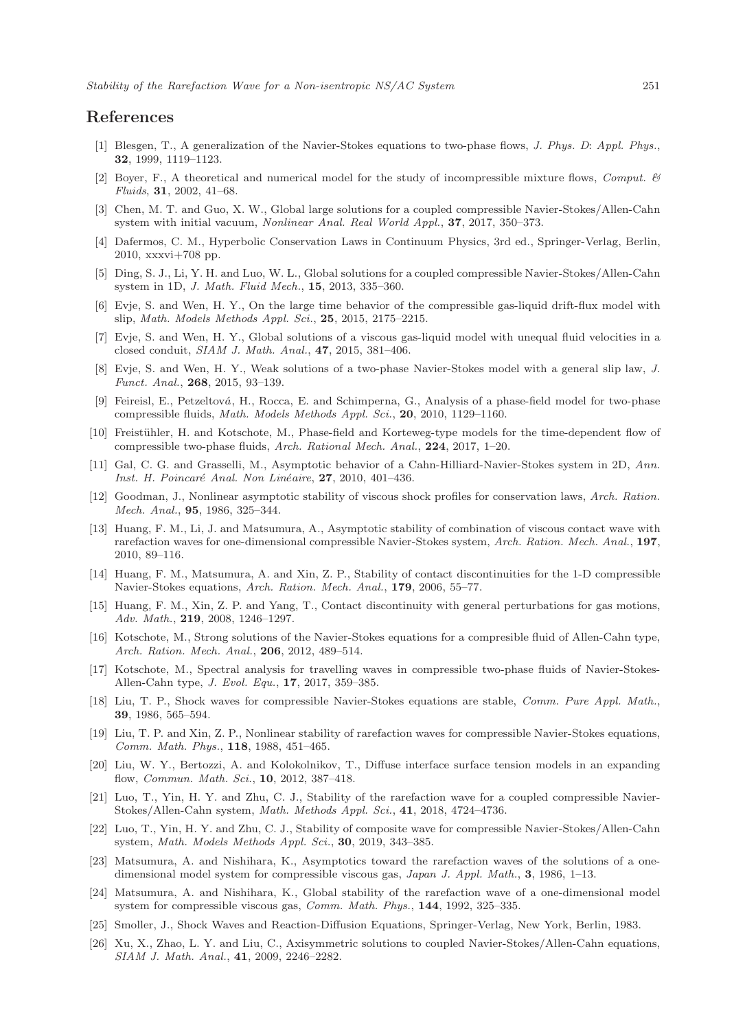## References

[1] Blesgen, T., A generalization of the Navier-Stokes equations to two-phase flows, *J. Phys. D*: *Appl. Phys.*, **32**, 1999, 1119–1123.

[2] Boyer, F., A theoretical and numerical model for the study of incompressible mixture flows, *Comput. & Fluids*, **31**, 2002, 41–68.

[3] Chen, M. T. and Guo, X. W., Global large solutions for a coupled compressible Navier-Stokes/Allen-Cahn system with initial vacuum, *Nonlinear Anal. Real World Appl.*, **37**, 2017, 350–373.

[4] Dafermos, C. M., Hyperbolic Conservation Laws in Continuum Physics, 3rd ed., Springer-Verlag, Berlin, 2010, xxxvi+708 pp.

[5] Ding, S. J., Li, Y. H. and Luo, W. L., Global solutions for a coupled compressible Navier-Stokes/Allen-Cahn system in 1D, *J. Math. Fluid Mech.*, **15**, 2013, 335–360.

[6] Evje, S. and Wen, H. Y., On the large time behavior of the compressible gas-liquid drift-flux model with slip, *Math. Models Methods Appl. Sci.*, **25**, 2015, 2175–2215.

[7] Evje, S. and Wen, H. Y., Global solutions of a viscous gas-liquid model with unequal fluid velocities in a closed conduit, *SIAM J. Math. Anal.*, **47**, 2015, 381–406.

[8] Evje, S. and Wen, H. Y., Weak solutions of a two-phase Navier-Stokes model with a general slip law, *J. Funct. Anal.*, **268**, 2015, 93–139.

[9] Feireisl, E., Petzeltová, H., Rocca, E. and Schimperna, G., Analysis of a phase-field model for two-phase compressible fluids, *Math. Models Methods Appl. Sci.*, **20**, 2010, 1129–1160.

[10] Freistühler, H. and Kotschote, M., Phase-field and Korteweg-type models for the time-dependent flow of compressible two-phase fluids, *Arch. Rational Mech. Anal.*, **224**, 2017, 1–20.

[11] Gal, C. G. and Grasselli, M., Asymptotic behavior of a Cahn-Hilliard-Navier-Stokes system in 2D, *Ann. Inst. H. Poincaré Anal. Non Linéaire*, **27**, 2010, 401–436.

[12] Goodman, J., Nonlinear asymptotic stability of viscous shock profiles for conservation laws, *Arch. Ration. Mech. Anal.*, **95**, 1986, 325–344.

[13] Huang, F. M., Li, J. and Matsumura, A., Asymptotic stability of combination of viscous contact wave with rarefaction waves for one-dimensional compressible Navier-Stokes system, *Arch. Ration. Mech. Anal.*, **197**, 2010, 89–116.

[14] Huang, F. M., Matsumura, A. and Xin, Z. P., Stability of contact discontinuities for the 1-D compressible Navier-Stokes equations, *Arch. Ration. Mech. Anal.*, **179**, 2006, 55–77.

[15] Huang, F. M., Xin, Z. P. and Yang, T., Contact discontinuity with general perturbations for gas motions, *Adv. Math.*, **219**, 2008, 1246–1297.

[16] Kotschote, M., Strong solutions of the Navier-Stokes equations for a compresible fluid of Allen-Cahn type, *Arch. Ration. Mech. Anal.*, **206**, 2012, 489–514.

[17] Kotschote, M., Spectral analysis for travelling waves in compressible two-phase fluids of Navier-Stokes-Allen-Cahn type, *J. Evol. Equ.*, **17**, 2017, 359–385.

[18] Liu, T. P., Shock waves for compressible Navier-Stokes equations are stable, *Comm. Pure Appl. Math.*, **39**, 1986, 565–594.

[19] Liu, T. P. and Xin, Z. P., Nonlinear stability of rarefaction waves for compressible Navier-Stokes equations, *Comm. Math. Phys.*, **118**, 1988, 451–465.

[20] Liu, W. Y., Bertozzi, A. and Kolokolnikov, T., Diffuse interface surface tension models in an expanding flow, *Commun. Math. Sci.*, **10**, 2012, 387–418.

[21] Luo, T., Yin, H. Y. and Zhu, C. J., Stability of the rarefaction wave for a coupled compressible Navier-Stokes/Allen-Cahn system, *Math. Methods Appl. Sci.*, **41**, 2018, 4724–4736.

[22] Luo, T., Yin, H. Y. and Zhu, C. J., Stability of composite wave for compressible Navier-Stokes/Allen-Cahn system, *Math. Models Methods Appl. Sci.*, **30**, 2019, 343–385.

[23] Matsumura, A. and Nishihara, K., Asymptotics toward the rarefaction waves of the solutions of a one-dimensional model system for compressible viscous gas, *Japan J. Appl. Math.*, **3**, 1986, 1–13.

[24] Matsumura, A. and Nishihara, K., Global stability of the rarefaction wave of a one-dimensional model system for compressible viscous gas, *Comm. Math. Phys.*, **144**, 1992, 325–335.

[25] Smoller, J., Shock Waves and Reaction-Diffusion Equations, Springer-Verlag, New York, Berlin, 1983.

[26] Xu, X., Zhao, L. Y. and Liu, C., Axisymmetric solutions to coupled Navier-Stokes/Allen-Cahn equations, *SIAM J. Math. Anal.*, **41**, 2009, 2246–2282.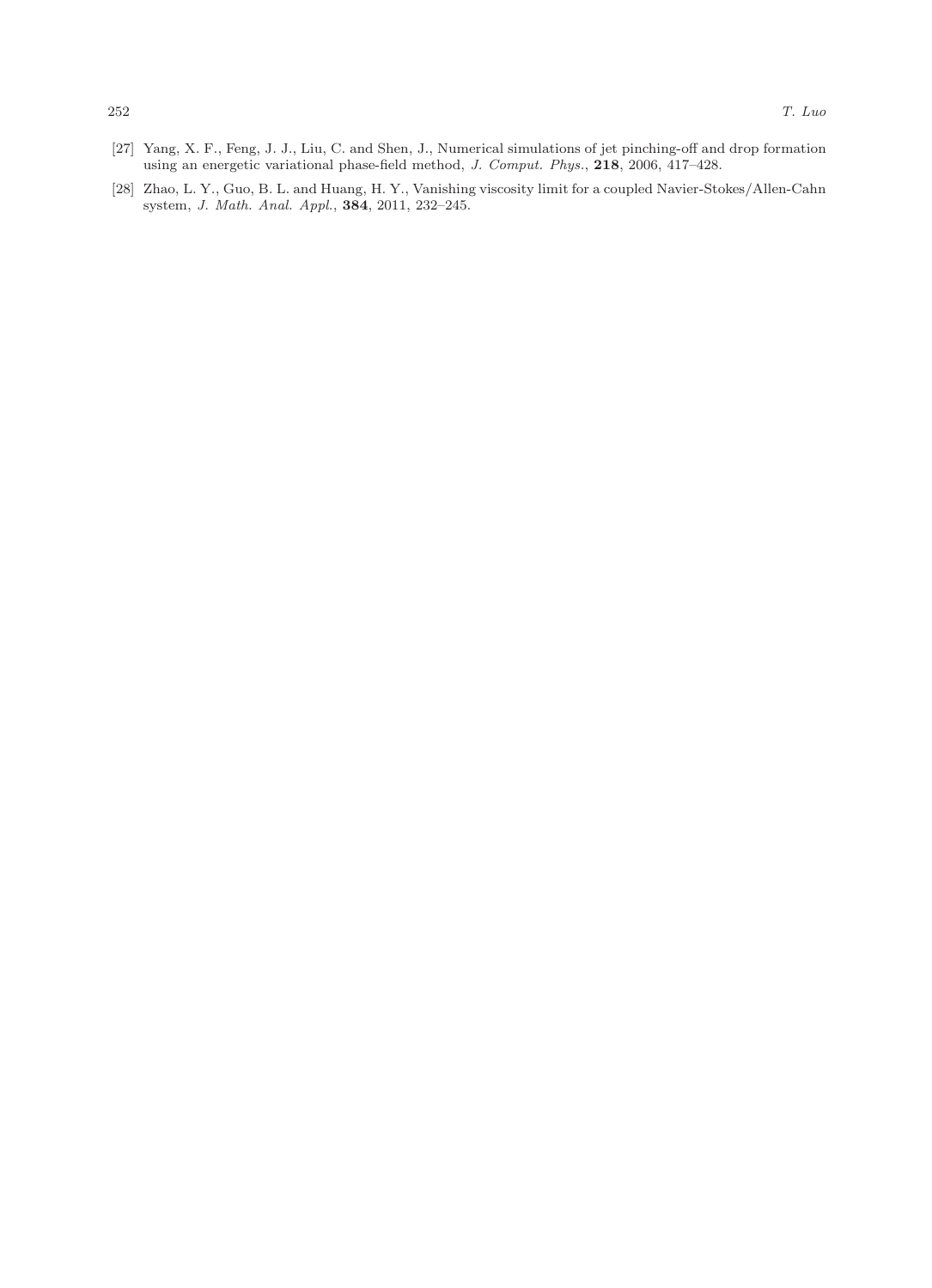[27] Yang, X. F., Feng, J. J., Liu, C. and Shen, J., Numerical simulations of jet pinching-off and drop formation using an energetic variational phase-field method, *J. Comput. Phys.*, **218**, 2006, 417–428.

[28] Zhao, L. Y., Guo, B. L. and Huang, H. Y., Vanishing viscosity limit for a coupled Navier-Stokes/Allen-Cahn system, *J. Math. Anal. Appl.*, **384**, 2011, 232–245.